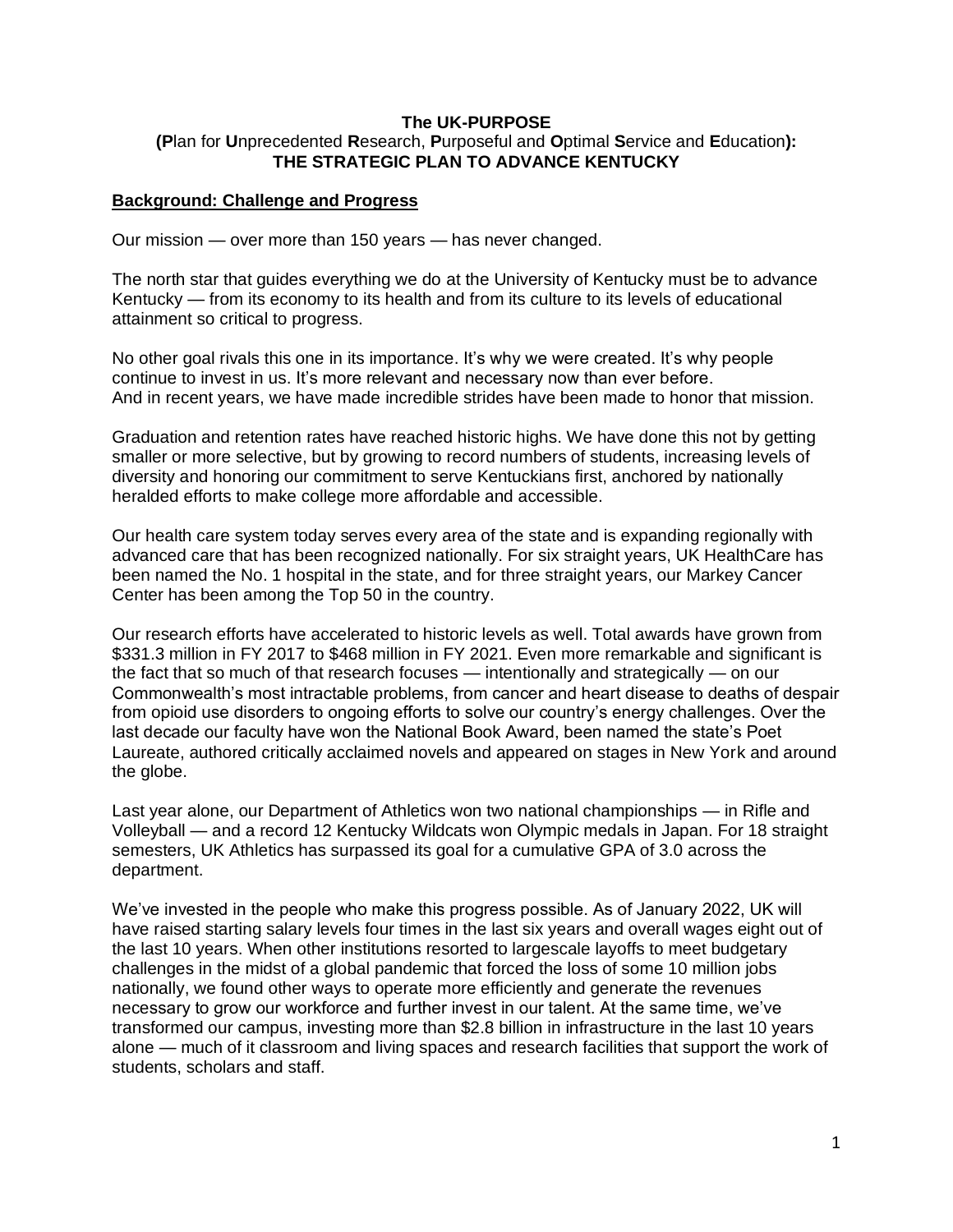**The UK-PURPOSE**
**(Plan for Unprecedented Research, Purposeful and Optimal Service and Education): THE STRATEGIC PLAN TO ADVANCE KENTUCKY**

## Background: Challenge and Progress

Our mission — over more than 150 years — has never changed.

The north star that guides everything we do at the University of Kentucky must be to advance Kentucky — from its economy to its health and from its culture to its levels of educational attainment so critical to progress.

No other goal rivals this one in its importance. It's why we were created. It's why people continue to invest in us. It's more relevant and necessary now than ever before. And in recent years, we have made incredible strides have been made to honor that mission.

Graduation and retention rates have reached historic highs. We have done this not by getting smaller or more selective, but by growing to record numbers of students, increasing levels of diversity and honoring our commitment to serve Kentuckians first, anchored by nationally heralded efforts to make college more affordable and accessible.

Our health care system today serves every area of the state and is expanding regionally with advanced care that has been recognized nationally. For six straight years, UK HealthCare has been named the No. 1 hospital in the state, and for three straight years, our Markey Cancer Center has been among the Top 50 in the country.

Our research efforts have accelerated to historic levels as well. Total awards have grown from $331.3 million in FY 2017 to $468 million in FY 2021. Even more remarkable and significant is the fact that so much of that research focuses — intentionally and strategically — on our Commonwealth's most intractable problems, from cancer and heart disease to deaths of despair from opioid use disorders to ongoing efforts to solve our country's energy challenges. Over the last decade our faculty have won the National Book Award, been named the state's Poet Laureate, authored critically acclaimed novels and appeared on stages in New York and around the globe.

Last year alone, our Department of Athletics won two national championships — in Rifle and Volleyball — and a record 12 Kentucky Wildcats won Olympic medals in Japan. For 18 straight semesters, UK Athletics has surpassed its goal for a cumulative GPA of 3.0 across the department.

We've invested in the people who make this progress possible. As of January 2022, UK will have raised starting salary levels four times in the last six years and overall wages eight out of the last 10 years. When other institutions resorted to largescale layoffs to meet budgetary challenges in the midst of a global pandemic that forced the loss of some 10 million jobs nationally, we found other ways to operate more efficiently and generate the revenues necessary to grow our workforce and further invest in our talent. At the same time, we've transformed our campus, investing more than $2.8 billion in infrastructure in the last 10 years alone — much of it classroom and living spaces and research facilities that support the work of students, scholars and staff.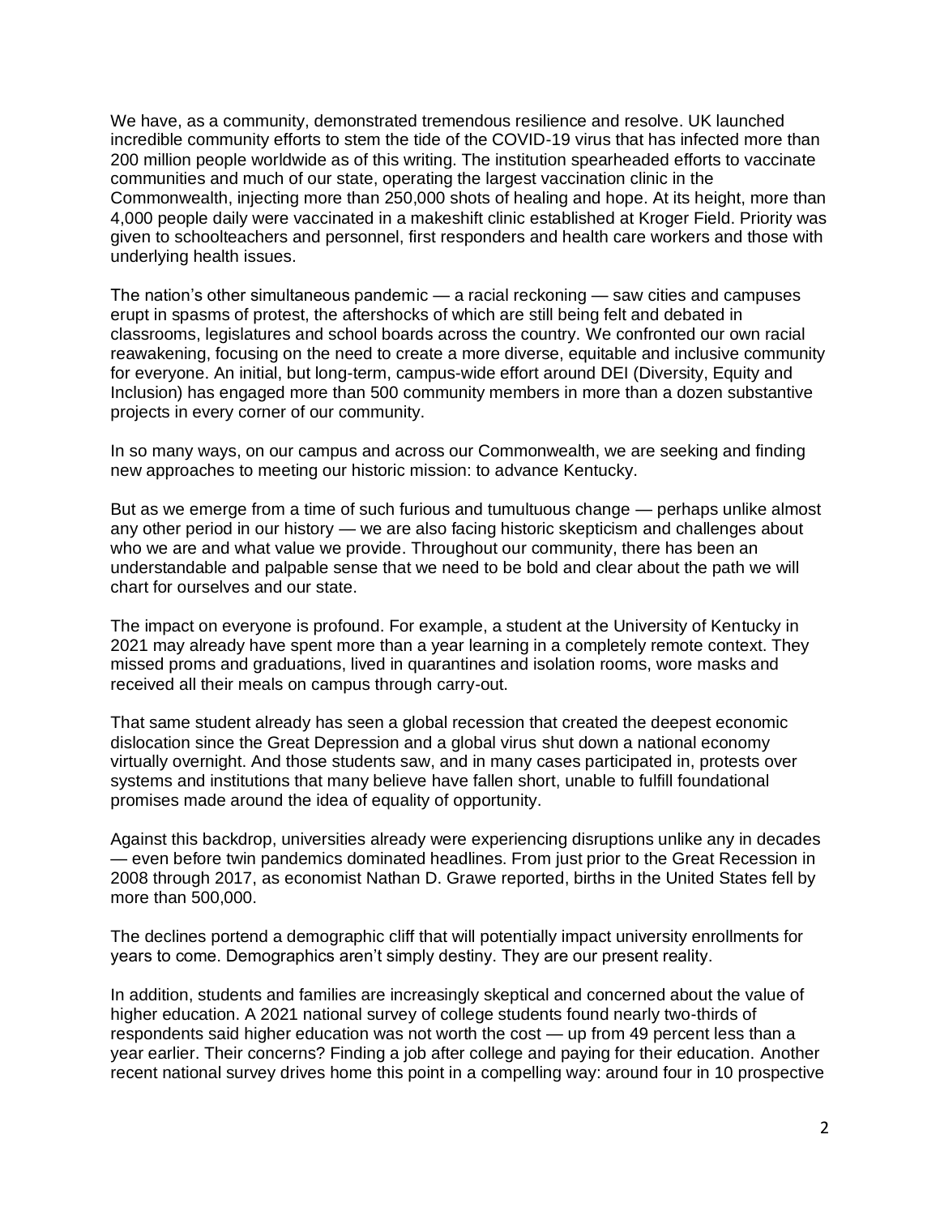We have, as a community, demonstrated tremendous resilience and resolve. UK launched incredible community efforts to stem the tide of the COVID-19 virus that has infected more than 200 million people worldwide as of this writing. The institution spearheaded efforts to vaccinate communities and much of our state, operating the largest vaccination clinic in the Commonwealth, injecting more than 250,000 shots of healing and hope. At its height, more than 4,000 people daily were vaccinated in a makeshift clinic established at Kroger Field. Priority was given to schoolteachers and personnel, first responders and health care workers and those with underlying health issues.

The nation's other simultaneous pandemic — a racial reckoning — saw cities and campuses erupt in spasms of protest, the aftershocks of which are still being felt and debated in classrooms, legislatures and school boards across the country. We confronted our own racial reawakening, focusing on the need to create a more diverse, equitable and inclusive community for everyone. An initial, but long-term, campus-wide effort around DEI (Diversity, Equity and Inclusion) has engaged more than 500 community members in more than a dozen substantive projects in every corner of our community.

In so many ways, on our campus and across our Commonwealth, we are seeking and finding new approaches to meeting our historic mission: to advance Kentucky.

But as we emerge from a time of such furious and tumultuous change — perhaps unlike almost any other period in our history — we are also facing historic skepticism and challenges about who we are and what value we provide. Throughout our community, there has been an understandable and palpable sense that we need to be bold and clear about the path we will chart for ourselves and our state.

The impact on everyone is profound. For example, a student at the University of Kentucky in 2021 may already have spent more than a year learning in a completely remote context. They missed proms and graduations, lived in quarantines and isolation rooms, wore masks and received all their meals on campus through carry-out.

That same student already has seen a global recession that created the deepest economic dislocation since the Great Depression and a global virus shut down a national economy virtually overnight. And those students saw, and in many cases participated in, protests over systems and institutions that many believe have fallen short, unable to fulfill foundational promises made around the idea of equality of opportunity.

Against this backdrop, universities already were experiencing disruptions unlike any in decades — even before twin pandemics dominated headlines. From just prior to the Great Recession in 2008 through 2017, as economist Nathan D. Grawe reported, births in the United States fell by more than 500,000.

The declines portend a demographic cliff that will potentially impact university enrollments for years to come. Demographics aren't simply destiny. They are our present reality.

In addition, students and families are increasingly skeptical and concerned about the value of higher education. A 2021 national survey of college students found nearly two-thirds of respondents said higher education was not worth the cost — up from 49 percent less than a year earlier. Their concerns? Finding a job after college and paying for their education. Another recent national survey drives home this point in a compelling way: around four in 10 prospective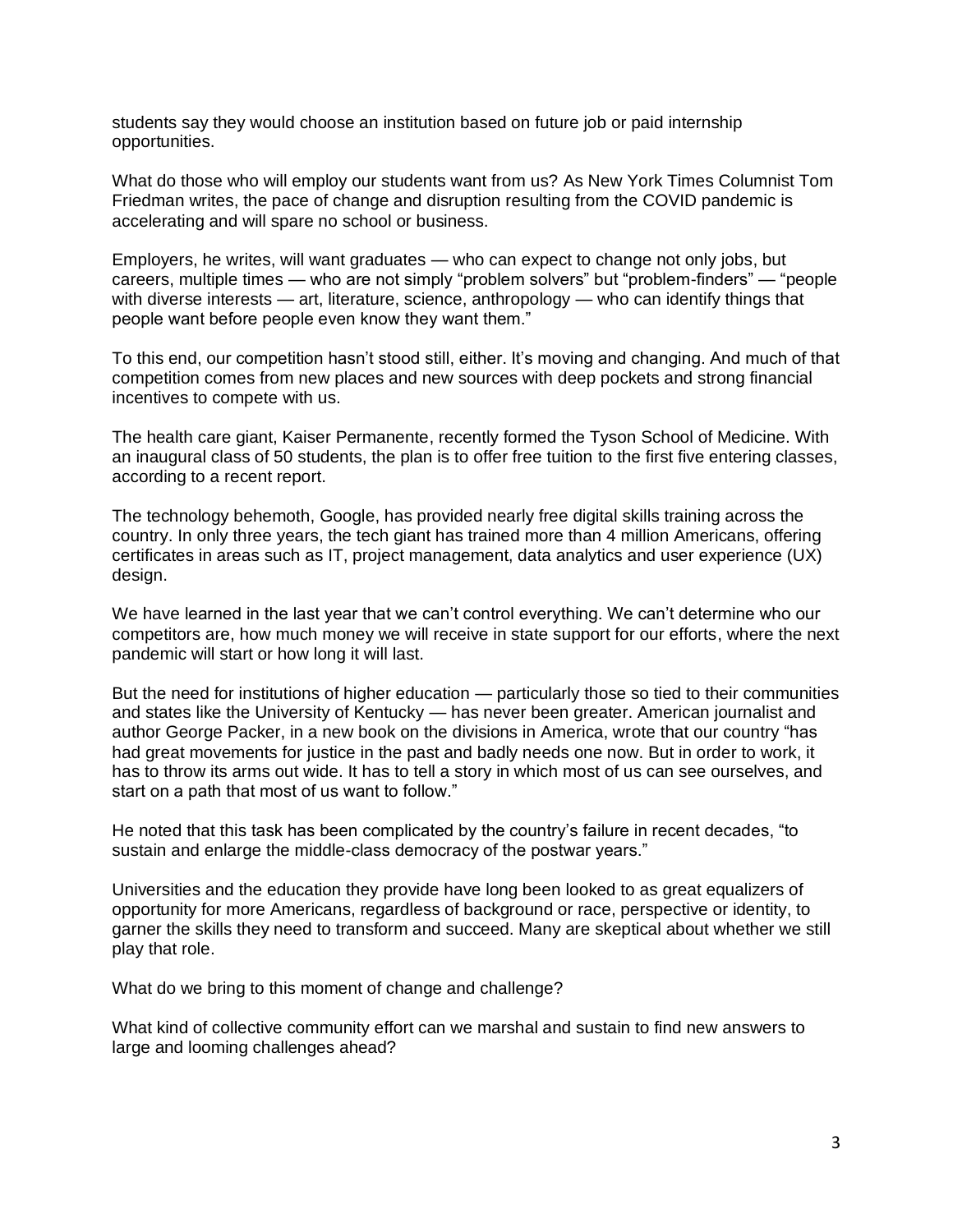students say they would choose an institution based on future job or paid internship opportunities.

What do those who will employ our students want from us? As New York Times Columnist Tom Friedman writes, the pace of change and disruption resulting from the COVID pandemic is accelerating and will spare no school or business.

Employers, he writes, will want graduates — who can expect to change not only jobs, but careers, multiple times — who are not simply "problem solvers" but "problem-finders" — "people with diverse interests — art, literature, science, anthropology — who can identify things that people want before people even know they want them."

To this end, our competition hasn't stood still, either. It's moving and changing. And much of that competition comes from new places and new sources with deep pockets and strong financial incentives to compete with us.

The health care giant, Kaiser Permanente, recently formed the Tyson School of Medicine. With an inaugural class of 50 students, the plan is to offer free tuition to the first five entering classes, according to a recent report.

The technology behemoth, Google, has provided nearly free digital skills training across the country. In only three years, the tech giant has trained more than 4 million Americans, offering certificates in areas such as IT, project management, data analytics and user experience (UX) design.

We have learned in the last year that we can't control everything. We can't determine who our competitors are, how much money we will receive in state support for our efforts, where the next pandemic will start or how long it will last.

But the need for institutions of higher education — particularly those so tied to their communities and states like the University of Kentucky — has never been greater. American journalist and author George Packer, in a new book on the divisions in America, wrote that our country "has had great movements for justice in the past and badly needs one now. But in order to work, it has to throw its arms out wide. It has to tell a story in which most of us can see ourselves, and start on a path that most of us want to follow."

He noted that this task has been complicated by the country's failure in recent decades, "to sustain and enlarge the middle-class democracy of the postwar years."

Universities and the education they provide have long been looked to as great equalizers of opportunity for more Americans, regardless of background or race, perspective or identity, to garner the skills they need to transform and succeed. Many are skeptical about whether we still play that role.

What do we bring to this moment of change and challenge?

What kind of collective community effort can we marshal and sustain to find new answers to large and looming challenges ahead?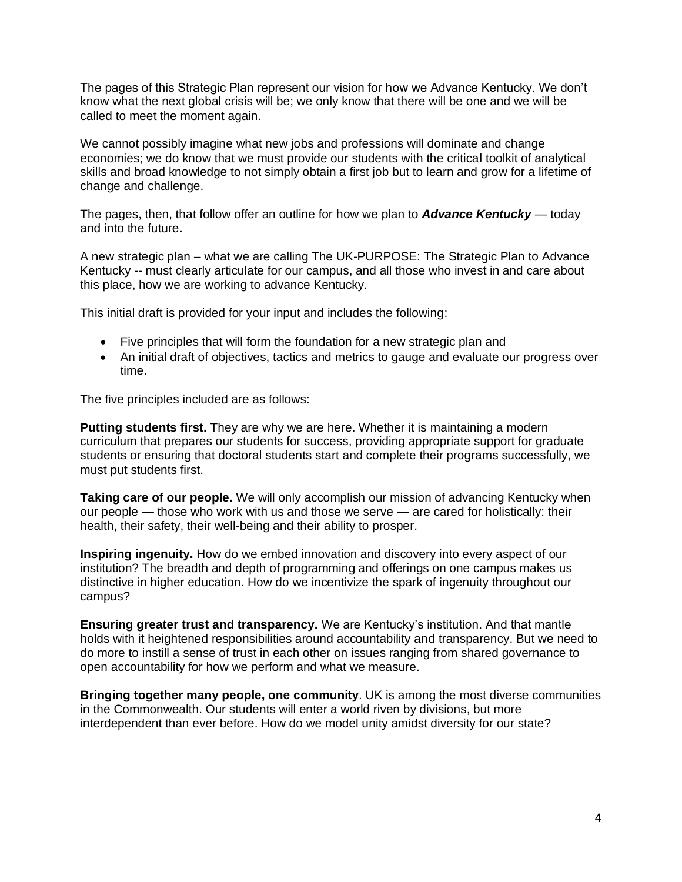The pages of this Strategic Plan represent our vision for how we Advance Kentucky. We don't know what the next global crisis will be; we only know that there will be one and we will be called to meet the moment again.

We cannot possibly imagine what new jobs and professions will dominate and change economies; we do know that we must provide our students with the critical toolkit of analytical skills and broad knowledge to not simply obtain a first job but to learn and grow for a lifetime of change and challenge.

The pages, then, that follow offer an outline for how we plan to ***Advance Kentucky*** — today and into the future.

A new strategic plan – what we are calling The UK-PURPOSE: The Strategic Plan to Advance Kentucky -- must clearly articulate for our campus, and all those who invest in and care about this place, how we are working to advance Kentucky.

This initial draft is provided for your input and includes the following:

- Five principles that will form the foundation for a new strategic plan and
- An initial draft of objectives, tactics and metrics to gauge and evaluate our progress over time.

The five principles included are as follows:

**Putting students first.** They are why we are here. Whether it is maintaining a modern curriculum that prepares our students for success, providing appropriate support for graduate students or ensuring that doctoral students start and complete their programs successfully, we must put students first.

**Taking care of our people.** We will only accomplish our mission of advancing Kentucky when our people — those who work with us and those we serve — are cared for holistically: their health, their safety, their well-being and their ability to prosper.

**Inspiring ingenuity.** How do we embed innovation and discovery into every aspect of our institution? The breadth and depth of programming and offerings on one campus makes us distinctive in higher education. How do we incentivize the spark of ingenuity throughout our campus?

**Ensuring greater trust and transparency.** We are Kentucky's institution. And that mantle holds with it heightened responsibilities around accountability and transparency. But we need to do more to instill a sense of trust in each other on issues ranging from shared governance to open accountability for how we perform and what we measure.

**Bringing together many people, one community**. UK is among the most diverse communities in the Commonwealth. Our students will enter a world riven by divisions, but more interdependent than ever before. How do we model unity amidst diversity for our state?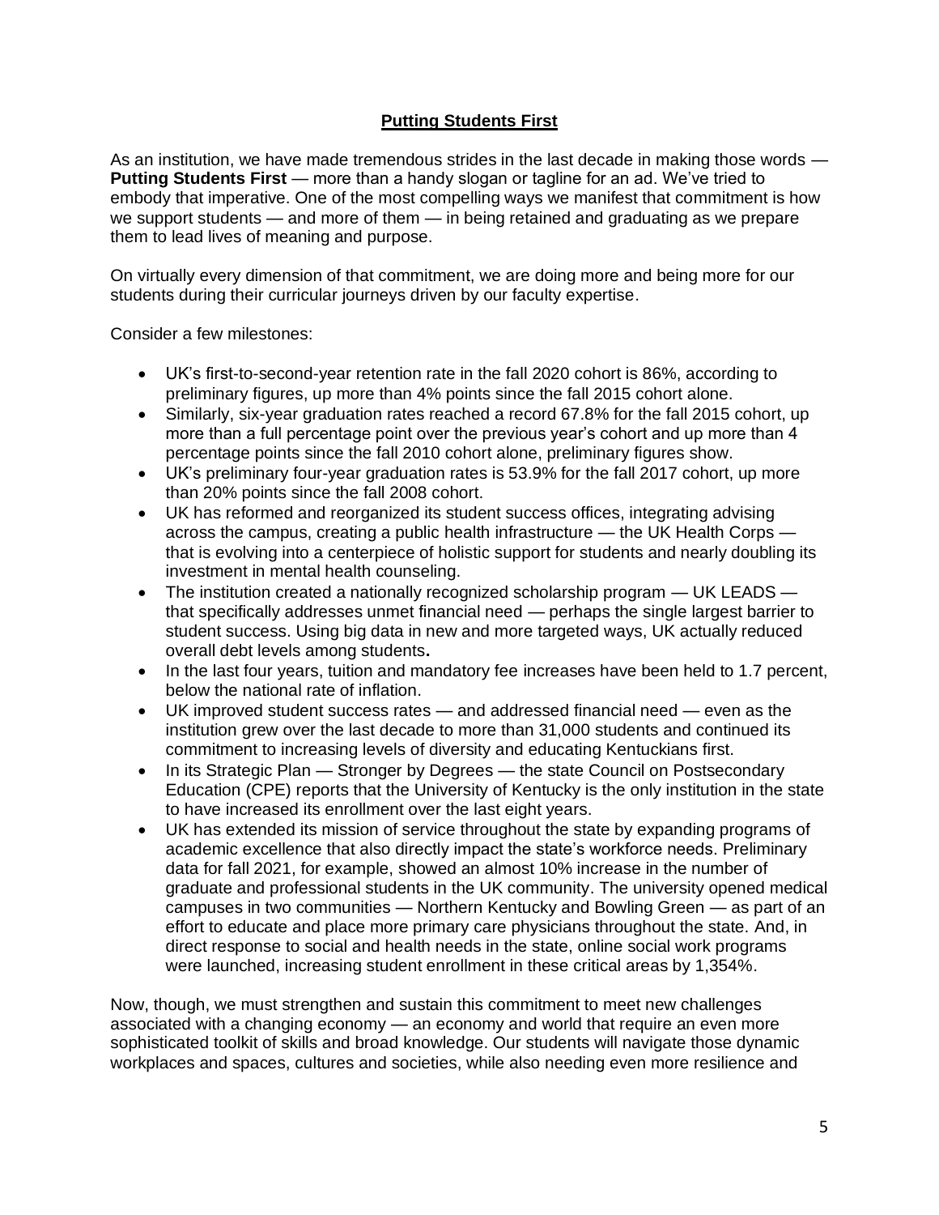## Putting Students First

As an institution, we have made tremendous strides in the last decade in making those words — **Putting Students First** — more than a handy slogan or tagline for an ad. We've tried to embody that imperative. One of the most compelling ways we manifest that commitment is how we support students — and more of them — in being retained and graduating as we prepare them to lead lives of meaning and purpose.

On virtually every dimension of that commitment, we are doing more and being more for our students during their curricular journeys driven by our faculty expertise.

Consider a few milestones:

- UK's first-to-second-year retention rate in the fall 2020 cohort is 86%, according to preliminary figures, up more than 4% points since the fall 2015 cohort alone.
- Similarly, six-year graduation rates reached a record 67.8% for the fall 2015 cohort, up more than a full percentage point over the previous year's cohort and up more than 4 percentage points since the fall 2010 cohort alone, preliminary figures show.
- UK's preliminary four-year graduation rates is 53.9% for the fall 2017 cohort, up more than 20% points since the fall 2008 cohort.
- UK has reformed and reorganized its student success offices, integrating advising across the campus, creating a public health infrastructure — the UK Health Corps — that is evolving into a centerpiece of holistic support for students and nearly doubling its investment in mental health counseling.
- The institution created a nationally recognized scholarship program — UK LEADS — that specifically addresses unmet financial need — perhaps the single largest barrier to student success. Using big data in new and more targeted ways, UK actually reduced overall debt levels among students.
- In the last four years, tuition and mandatory fee increases have been held to 1.7 percent, below the national rate of inflation.
- UK improved student success rates — and addressed financial need — even as the institution grew over the last decade to more than 31,000 students and continued its commitment to increasing levels of diversity and educating Kentuckians first.
- In its Strategic Plan — Stronger by Degrees — the state Council on Postsecondary Education (CPE) reports that the University of Kentucky is the only institution in the state to have increased its enrollment over the last eight years.
- UK has extended its mission of service throughout the state by expanding programs of academic excellence that also directly impact the state's workforce needs. Preliminary data for fall 2021, for example, showed an almost 10% increase in the number of graduate and professional students in the UK community. The university opened medical campuses in two communities — Northern Kentucky and Bowling Green — as part of an effort to educate and place more primary care physicians throughout the state. And, in direct response to social and health needs in the state, online social work programs were launched, increasing student enrollment in these critical areas by 1,354%.

Now, though, we must strengthen and sustain this commitment to meet new challenges associated with a changing economy — an economy and world that require an even more sophisticated toolkit of skills and broad knowledge. Our students will navigate those dynamic workplaces and spaces, cultures and societies, while also needing even more resilience and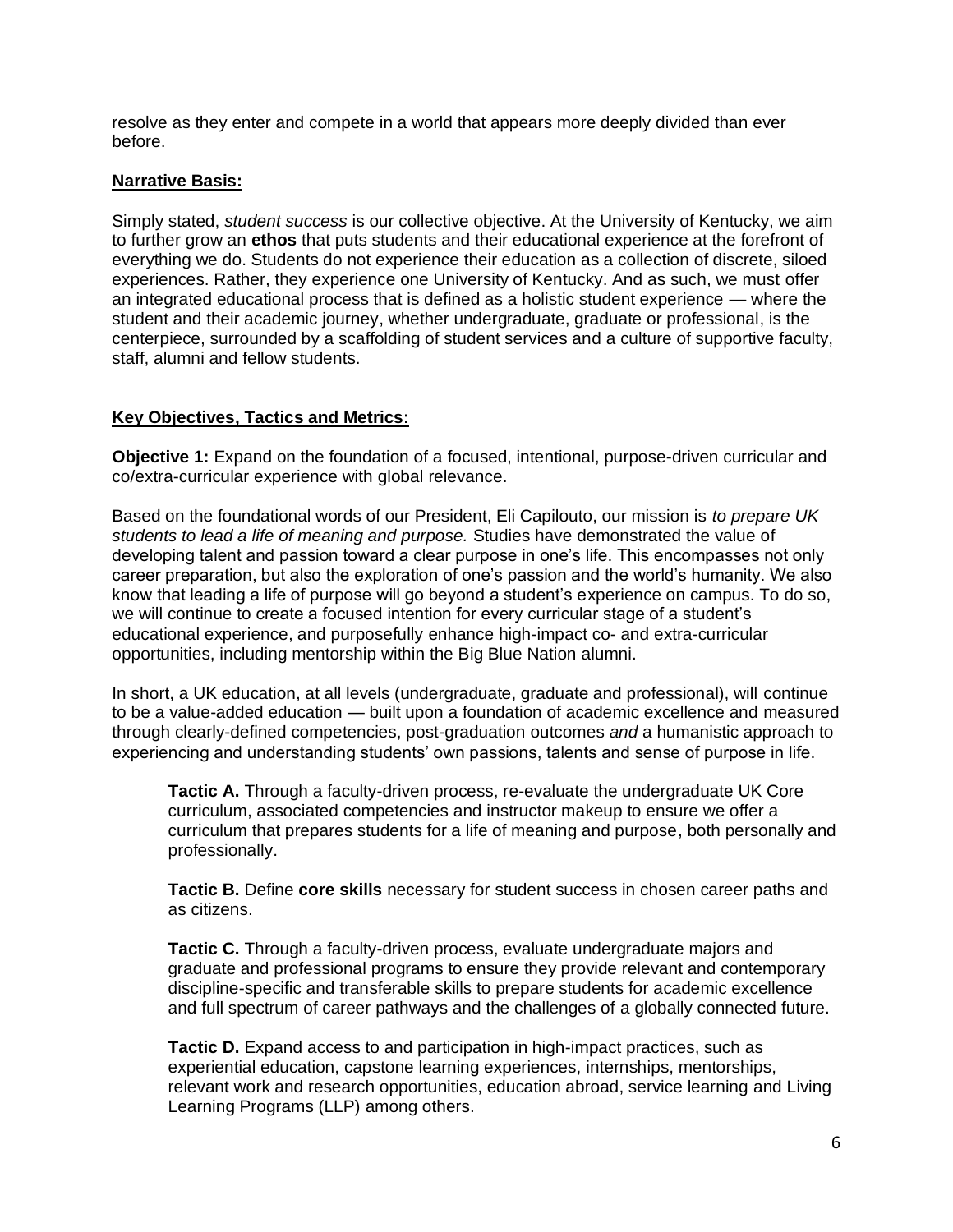resolve as they enter and compete in a world that appears more deeply divided than ever before.

**Narrative Basis:**

Simply stated, *student success* is our collective objective. At the University of Kentucky, we aim to further grow an **ethos** that puts students and their educational experience at the forefront of everything we do. Students do not experience their education as a collection of discrete, siloed experiences. Rather, they experience one University of Kentucky. And as such, we must offer an integrated educational process that is defined as a holistic student experience — where the student and their academic journey, whether undergraduate, graduate or professional, is the centerpiece, surrounded by a scaffolding of student services and a culture of supportive faculty, staff, alumni and fellow students.

**Key Objectives, Tactics and Metrics:**

**Objective 1:** Expand on the foundation of a focused, intentional, purpose-driven curricular and co/extra-curricular experience with global relevance.

Based on the foundational words of our President, Eli Capilouto, our mission is *to prepare UK students to lead a life of meaning and purpose.* Studies have demonstrated the value of developing talent and passion toward a clear purpose in one's life. This encompasses not only career preparation, but also the exploration of one's passion and the world's humanity. We also know that leading a life of purpose will go beyond a student's experience on campus. To do so, we will continue to create a focused intention for every curricular stage of a student's educational experience, and purposefully enhance high-impact co- and extra-curricular opportunities, including mentorship within the Big Blue Nation alumni.

In short, a UK education, at all levels (undergraduate, graduate and professional), will continue to be a value-added education — built upon a foundation of academic excellence and measured through clearly-defined competencies, post-graduation outcomes *and* a humanistic approach to experiencing and understanding students' own passions, talents and sense of purpose in life.

> **Tactic A.** Through a faculty-driven process, re-evaluate the undergraduate UK Core curriculum, associated competencies and instructor makeup to ensure we offer a curriculum that prepares students for a life of meaning and purpose, both personally and professionally.
>
> **Tactic B.** Define **core skills** necessary for student success in chosen career paths and as citizens.
>
> **Tactic C.** Through a faculty-driven process, evaluate undergraduate majors and graduate and professional programs to ensure they provide relevant and contemporary discipline-specific and transferable skills to prepare students for academic excellence and full spectrum of career pathways and the challenges of a globally connected future.
>
> **Tactic D.** Expand access to and participation in high-impact practices, such as experiential education, capstone learning experiences, internships, mentorships, relevant work and research opportunities, education abroad, service learning and Living Learning Programs (LLP) among others.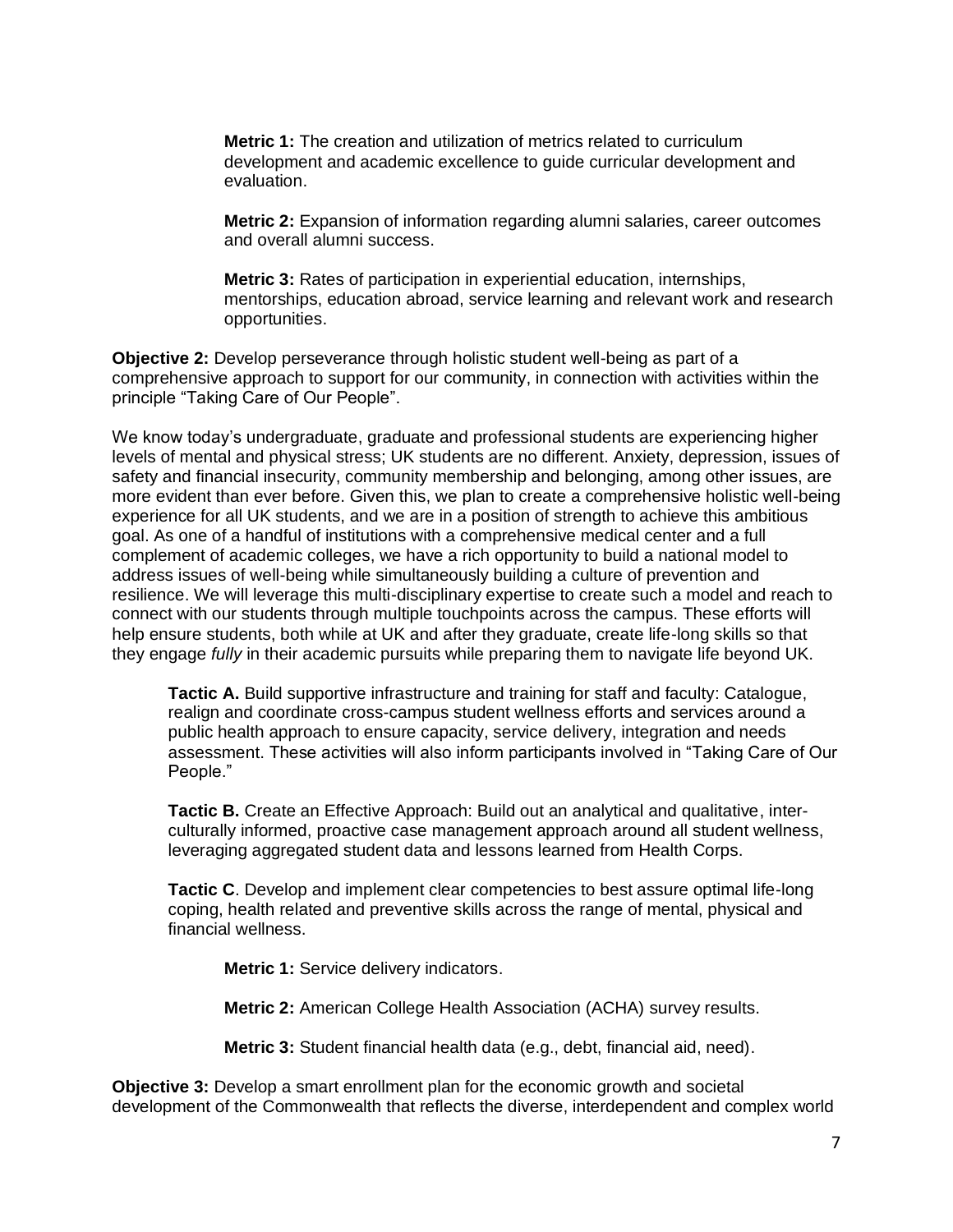**Metric 1:** The creation and utilization of metrics related to curriculum development and academic excellence to guide curricular development and evaluation.

**Metric 2:** Expansion of information regarding alumni salaries, career outcomes and overall alumni success.

**Metric 3:** Rates of participation in experiential education, internships, mentorships, education abroad, service learning and relevant work and research opportunities.

**Objective 2:** Develop perseverance through holistic student well-being as part of a comprehensive approach to support for our community, in connection with activities within the principle "Taking Care of Our People".

We know today's undergraduate, graduate and professional students are experiencing higher levels of mental and physical stress; UK students are no different. Anxiety, depression, issues of safety and financial insecurity, community membership and belonging, among other issues, are more evident than ever before. Given this, we plan to create a comprehensive holistic well-being experience for all UK students, and we are in a position of strength to achieve this ambitious goal. As one of a handful of institutions with a comprehensive medical center and a full complement of academic colleges, we have a rich opportunity to build a national model to address issues of well-being while simultaneously building a culture of prevention and resilience. We will leverage this multi-disciplinary expertise to create such a model and reach to connect with our students through multiple touchpoints across the campus. These efforts will help ensure students, both while at UK and after they graduate, create life-long skills so that they engage *fully* in their academic pursuits while preparing them to navigate life beyond UK.

**Tactic A.** Build supportive infrastructure and training for staff and faculty: Catalogue, realign and coordinate cross-campus student wellness efforts and services around a public health approach to ensure capacity, service delivery, integration and needs assessment. These activities will also inform participants involved in "Taking Care of Our People."

**Tactic B.** Create an Effective Approach: Build out an analytical and qualitative, inter-culturally informed, proactive case management approach around all student wellness, leveraging aggregated student data and lessons learned from Health Corps.

**Tactic C**. Develop and implement clear competencies to best assure optimal life-long coping, health related and preventive skills across the range of mental, physical and financial wellness.

**Metric 1:** Service delivery indicators.

**Metric 2:** American College Health Association (ACHA) survey results.

**Metric 3:** Student financial health data (e.g., debt, financial aid, need).

**Objective 3:** Develop a smart enrollment plan for the economic growth and societal development of the Commonwealth that reflects the diverse, interdependent and complex world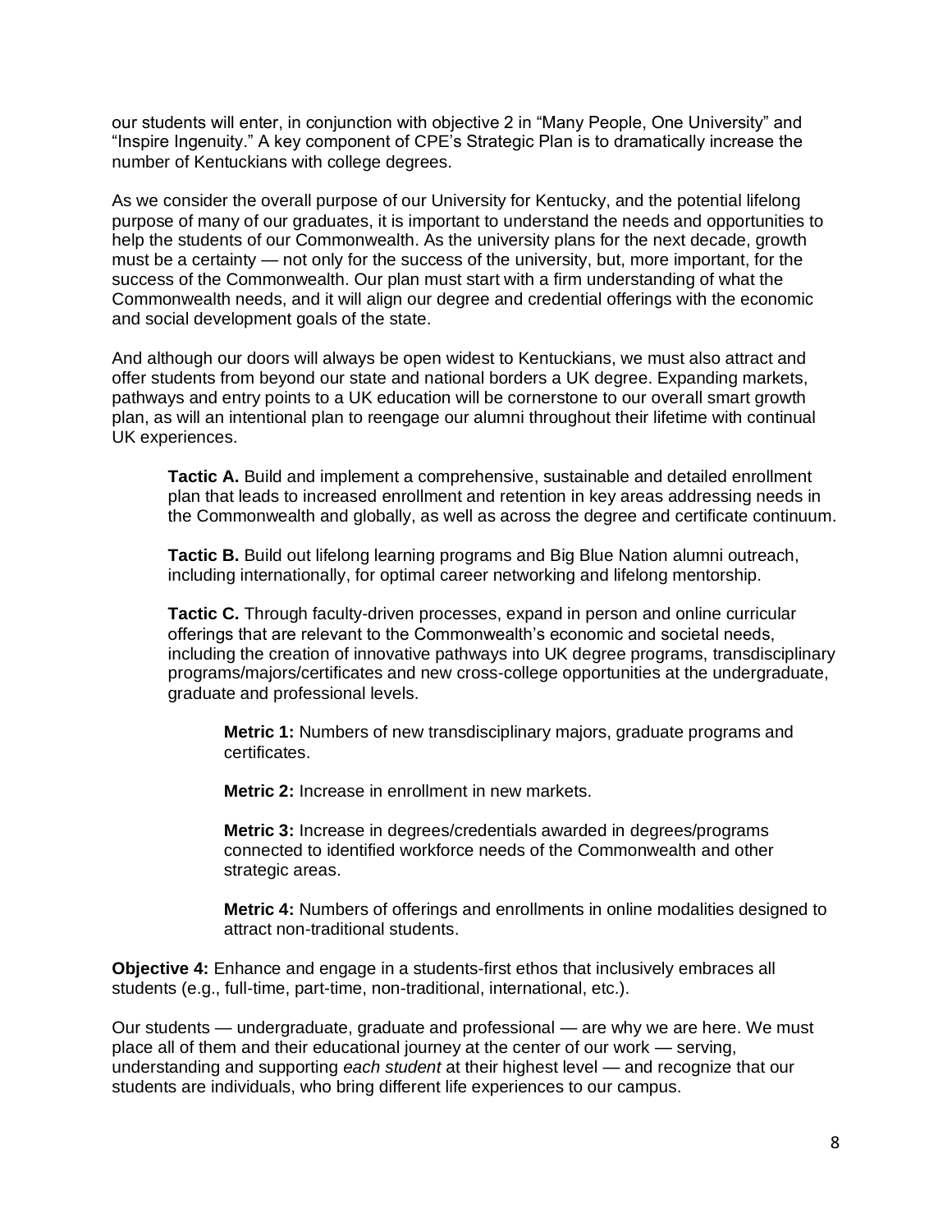our students will enter, in conjunction with objective 2 in “Many People, One University” and “Inspire Ingenuity.” A key component of CPE’s Strategic Plan is to dramatically increase the number of Kentuckians with college degrees.

As we consider the overall purpose of our University for Kentucky, and the potential lifelong purpose of many of our graduates, it is important to understand the needs and opportunities to help the students of our Commonwealth. As the university plans for the next decade, growth must be a certainty — not only for the success of the university, but, more important, for the success of the Commonwealth. Our plan must start with a firm understanding of what the Commonwealth needs, and it will align our degree and credential offerings with the economic and social development goals of the state.

And although our doors will always be open widest to Kentuckians, we must also attract and offer students from beyond our state and national borders a UK degree. Expanding markets, pathways and entry points to a UK education will be cornerstone to our overall smart growth plan, as will an intentional plan to reengage our alumni throughout their lifetime with continual UK experiences.

> **Tactic A.** Build and implement a comprehensive, sustainable and detailed enrollment plan that leads to increased enrollment and retention in key areas addressing needs in the Commonwealth and globally, as well as across the degree and certificate continuum.
>
> **Tactic B.** Build out lifelong learning programs and Big Blue Nation alumni outreach, including internationally, for optimal career networking and lifelong mentorship.
>
> **Tactic C.** Through faculty-driven processes, expand in person and online curricular offerings that are relevant to the Commonwealth’s economic and societal needs, including the creation of innovative pathways into UK degree programs, transdisciplinary programs/majors/certificates and new cross-college opportunities at the undergraduate, graduate and professional levels.
>
> > **Metric 1:** Numbers of new transdisciplinary majors, graduate programs and certificates.
> >
> > **Metric 2:** Increase in enrollment in new markets.
> >
> > **Metric 3:** Increase in degrees/credentials awarded in degrees/programs connected to identified workforce needs of the Commonwealth and other strategic areas.
> >
> > **Metric 4:** Numbers of offerings and enrollments in online modalities designed to attract non-traditional students.

**Objective 4:** Enhance and engage in a students-first ethos that inclusively embraces all students (e.g., full-time, part-time, non-traditional, international, etc.).

Our students — undergraduate, graduate and professional — are why we are here. We must place all of them and their educational journey at the center of our work — serving, understanding and supporting *each student* at their highest level — and recognize that our students are individuals, who bring different life experiences to our campus.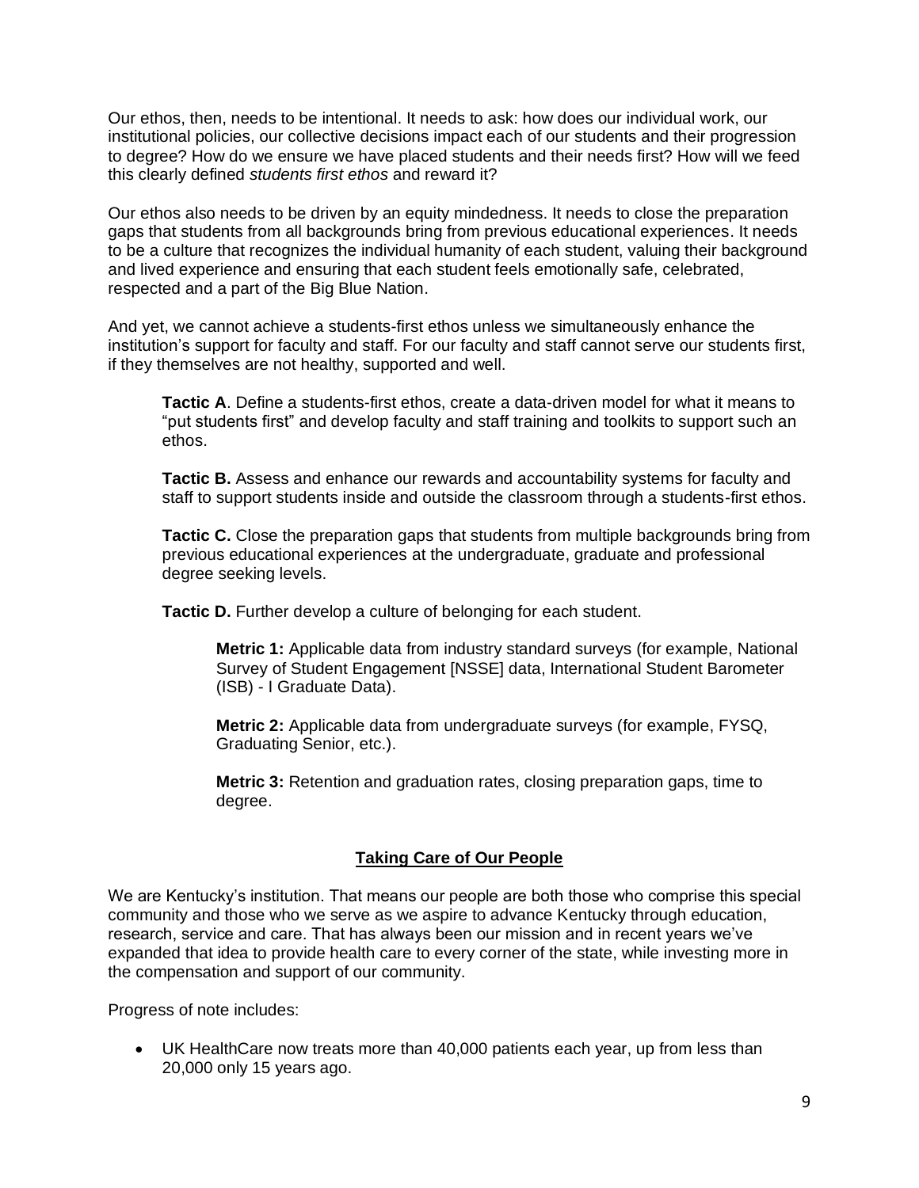Our ethos, then, needs to be intentional. It needs to ask: how does our individual work, our institutional policies, our collective decisions impact each of our students and their progression to degree? How do we ensure we have placed students and their needs first? How will we feed this clearly defined *students first ethos* and reward it?

Our ethos also needs to be driven by an equity mindedness. It needs to close the preparation gaps that students from all backgrounds bring from previous educational experiences. It needs to be a culture that recognizes the individual humanity of each student, valuing their background and lived experience and ensuring that each student feels emotionally safe, celebrated, respected and a part of the Big Blue Nation.

And yet, we cannot achieve a students-first ethos unless we simultaneously enhance the institution's support for faculty and staff. For our faculty and staff cannot serve our students first, if they themselves are not healthy, supported and well.

> **Tactic A**. Define a students-first ethos, create a data-driven model for what it means to "put students first" and develop faculty and staff training and toolkits to support such an ethos.
>
> **Tactic B.** Assess and enhance our rewards and accountability systems for faculty and staff to support students inside and outside the classroom through a students-first ethos.
>
> **Tactic C.** Close the preparation gaps that students from multiple backgrounds bring from previous educational experiences at the undergraduate, graduate and professional degree seeking levels.
>
> **Tactic D.** Further develop a culture of belonging for each student.
>
> > **Metric 1:** Applicable data from industry standard surveys (for example, National Survey of Student Engagement [NSSE] data, International Student Barometer (ISB) - I Graduate Data).
> >
> > **Metric 2:** Applicable data from undergraduate surveys (for example, FYSQ, Graduating Senior, etc.).
> >
> > **Metric 3:** Retention and graduation rates, closing preparation gaps, time to degree.

## Taking Care of Our People

We are Kentucky's institution. That means our people are both those who comprise this special community and those who we serve as we aspire to advance Kentucky through education, research, service and care. That has always been our mission and in recent years we've expanded that idea to provide health care to every corner of the state, while investing more in the compensation and support of our community.

Progress of note includes:

- UK HealthCare now treats more than 40,000 patients each year, up from less than 20,000 only 15 years ago.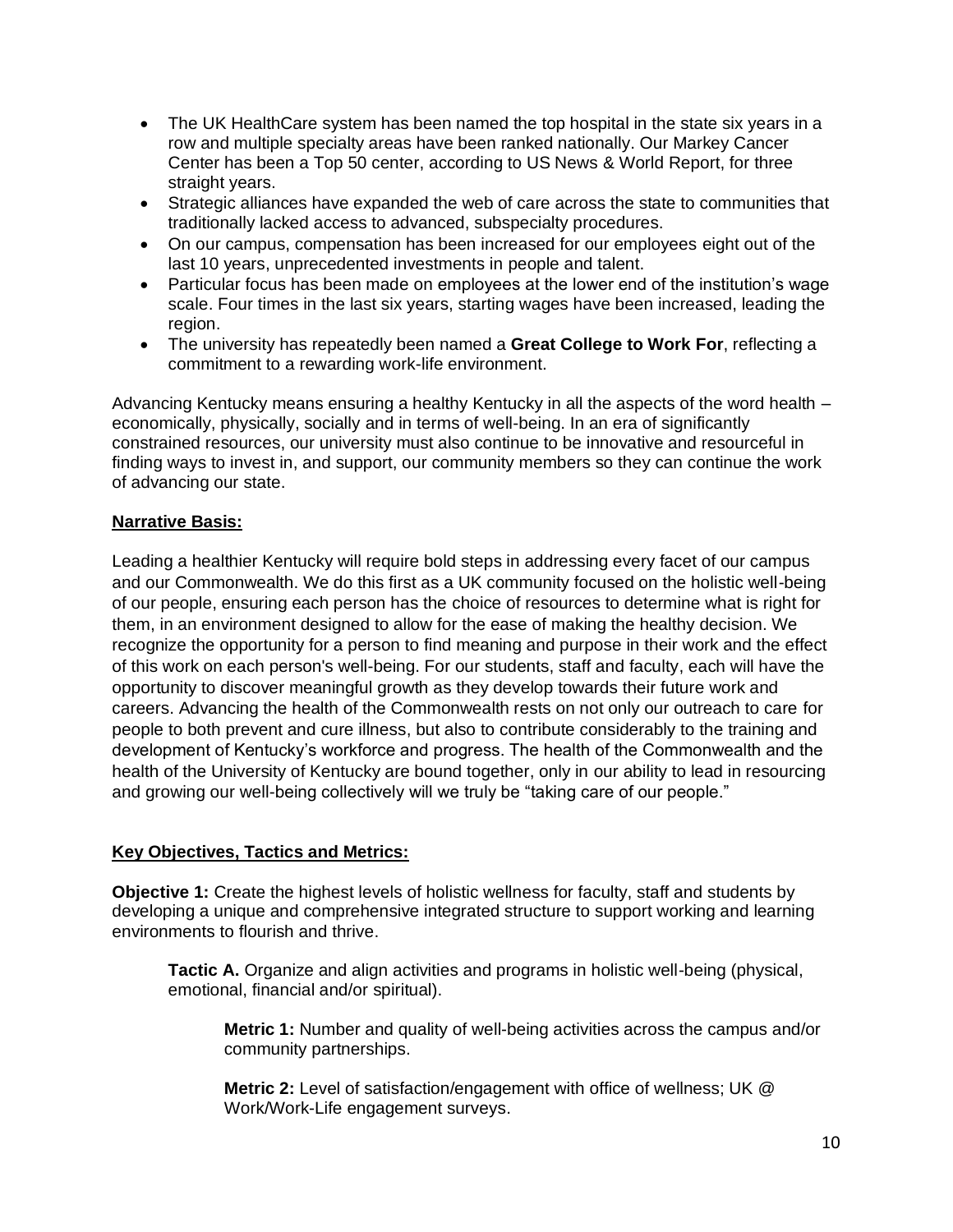- The UK HealthCare system has been named the top hospital in the state six years in a row and multiple specialty areas have been ranked nationally. Our Markey Cancer Center has been a Top 50 center, according to US News & World Report, for three straight years.
- Strategic alliances have expanded the web of care across the state to communities that traditionally lacked access to advanced, subspecialty procedures.
- On our campus, compensation has been increased for our employees eight out of the last 10 years, unprecedented investments in people and talent.
- Particular focus has been made on employees at the lower end of the institution's wage scale. Four times in the last six years, starting wages have been increased, leading the region.
- The university has repeatedly been named a **Great College to Work For**, reflecting a commitment to a rewarding work-life environment.

Advancing Kentucky means ensuring a healthy Kentucky in all the aspects of the word health – economically, physically, socially and in terms of well-being. In an era of significantly constrained resources, our university must also continue to be innovative and resourceful in finding ways to invest in, and support, our community members so they can continue the work of advancing our state.

**Narrative Basis:**

Leading a healthier Kentucky will require bold steps in addressing every facet of our campus and our Commonwealth. We do this first as a UK community focused on the holistic well-being of our people, ensuring each person has the choice of resources to determine what is right for them, in an environment designed to allow for the ease of making the healthy decision. We recognize the opportunity for a person to find meaning and purpose in their work and the effect of this work on each person's well-being. For our students, staff and faculty, each will have the opportunity to discover meaningful growth as they develop towards their future work and careers. Advancing the health of the Commonwealth rests on not only our outreach to care for people to both prevent and cure illness, but also to contribute considerably to the training and development of Kentucky's workforce and progress. The health of the Commonwealth and the health of the University of Kentucky are bound together, only in our ability to lead in resourcing and growing our well-being collectively will we truly be "taking care of our people."

**Key Objectives, Tactics and Metrics:**

**Objective 1:** Create the highest levels of holistic wellness for faculty, staff and students by developing a unique and comprehensive integrated structure to support working and learning environments to flourish and thrive.

> **Tactic A.** Organize and align activities and programs in holistic well-being (physical, emotional, financial and/or spiritual).
>
> > **Metric 1:** Number and quality of well-being activities across the campus and/or community partnerships.
> >
> > **Metric 2:** Level of satisfaction/engagement with office of wellness; UK @ Work/Work-Life engagement surveys.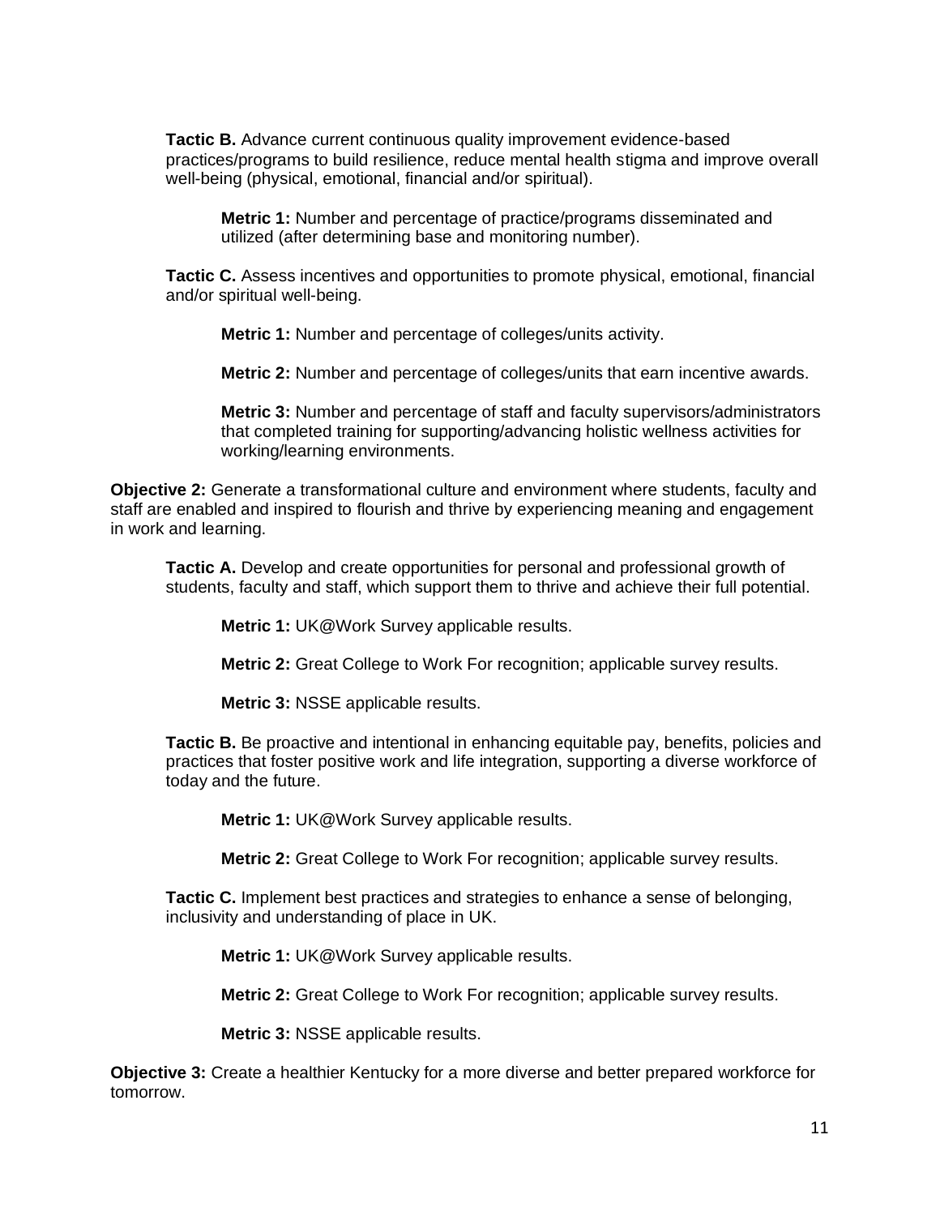**Tactic B.** Advance current continuous quality improvement evidence-based practices/programs to build resilience, reduce mental health stigma and improve overall well-being (physical, emotional, financial and/or spiritual).

**Metric 1:** Number and percentage of practice/programs disseminated and utilized (after determining base and monitoring number).

**Tactic C.** Assess incentives and opportunities to promote physical, emotional, financial and/or spiritual well-being.

**Metric 1:** Number and percentage of colleges/units activity.

**Metric 2:** Number and percentage of colleges/units that earn incentive awards.

**Metric 3:** Number and percentage of staff and faculty supervisors/administrators that completed training for supporting/advancing holistic wellness activities for working/learning environments.

**Objective 2:** Generate a transformational culture and environment where students, faculty and staff are enabled and inspired to flourish and thrive by experiencing meaning and engagement in work and learning.

**Tactic A.** Develop and create opportunities for personal and professional growth of students, faculty and staff, which support them to thrive and achieve their full potential.

**Metric 1:** UK@Work Survey applicable results.

**Metric 2:** Great College to Work For recognition; applicable survey results.

**Metric 3:** NSSE applicable results.

**Tactic B.** Be proactive and intentional in enhancing equitable pay, benefits, policies and practices that foster positive work and life integration, supporting a diverse workforce of today and the future.

**Metric 1:** UK@Work Survey applicable results.

**Metric 2:** Great College to Work For recognition; applicable survey results.

**Tactic C.** Implement best practices and strategies to enhance a sense of belonging, inclusivity and understanding of place in UK.

**Metric 1:** UK@Work Survey applicable results.

**Metric 2:** Great College to Work For recognition; applicable survey results.

**Metric 3:** NSSE applicable results.

**Objective 3:** Create a healthier Kentucky for a more diverse and better prepared workforce for tomorrow.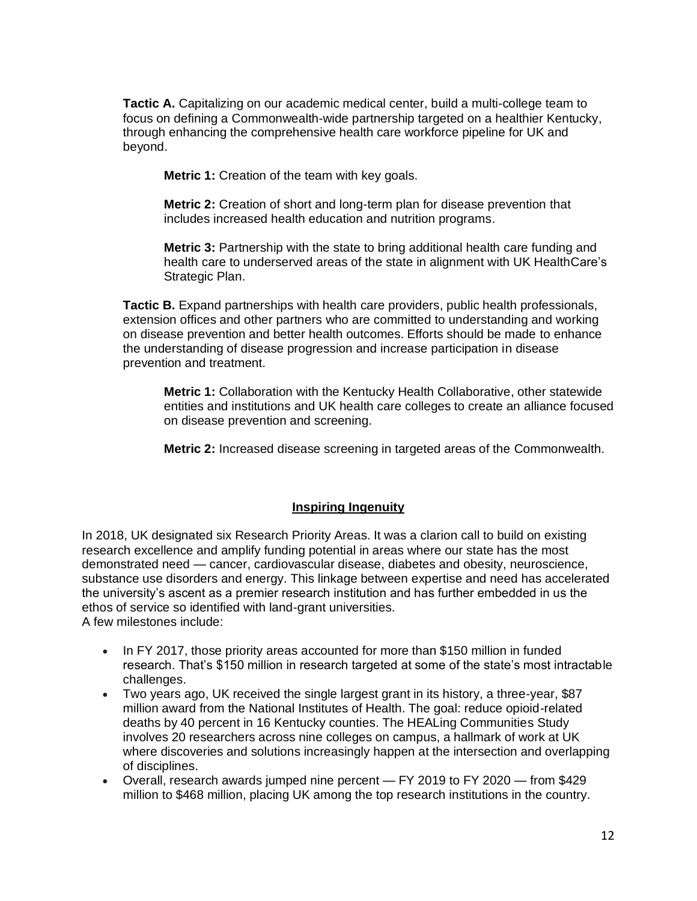**Tactic A.** Capitalizing on our academic medical center, build a multi-college team to focus on defining a Commonwealth-wide partnership targeted on a healthier Kentucky, through enhancing the comprehensive health care workforce pipeline for UK and beyond.

**Metric 1:** Creation of the team with key goals.

**Metric 2:** Creation of short and long-term plan for disease prevention that includes increased health education and nutrition programs.

**Metric 3:** Partnership with the state to bring additional health care funding and health care to underserved areas of the state in alignment with UK HealthCare's Strategic Plan.

**Tactic B.** Expand partnerships with health care providers, public health professionals, extension offices and other partners who are committed to understanding and working on disease prevention and better health outcomes. Efforts should be made to enhance the understanding of disease progression and increase participation in disease prevention and treatment.

**Metric 1:** Collaboration with the Kentucky Health Collaborative, other statewide entities and institutions and UK health care colleges to create an alliance focused on disease prevention and screening.

**Metric 2:** Increased disease screening in targeted areas of the Commonwealth.

## Inspiring Ingenuity

In 2018, UK designated six Research Priority Areas. It was a clarion call to build on existing research excellence and amplify funding potential in areas where our state has the most demonstrated need — cancer, cardiovascular disease, diabetes and obesity, neuroscience, substance use disorders and energy. This linkage between expertise and need has accelerated the university's ascent as a premier research institution and has further embedded in us the ethos of service so identified with land-grant universities.
A few milestones include:

- In FY 2017, those priority areas accounted for more than $150 million in funded research. That's $150 million in research targeted at some of the state's most intractable challenges.
- Two years ago, UK received the single largest grant in its history, a three-year, $87 million award from the National Institutes of Health. The goal: reduce opioid-related deaths by 40 percent in 16 Kentucky counties. The HEALing Communities Study involves 20 researchers across nine colleges on campus, a hallmark of work at UK where discoveries and solutions increasingly happen at the intersection and overlapping of disciplines.
- Overall, research awards jumped nine percent — FY 2019 to FY 2020 — from $429 million to $468 million, placing UK among the top research institutions in the country.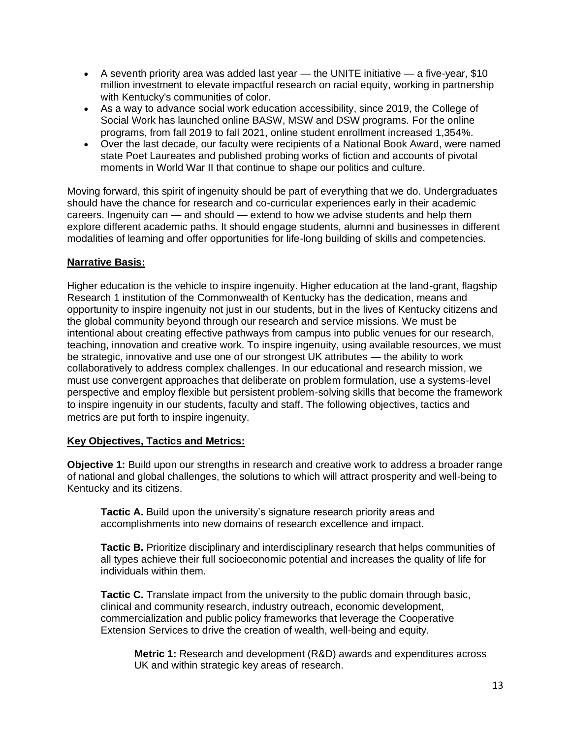- A seventh priority area was added last year — the UNITE initiative — a five-year, $10 million investment to elevate impactful research on racial equity, working in partnership with Kentucky's communities of color.
- As a way to advance social work education accessibility, since 2019, the College of Social Work has launched online BASW, MSW and DSW programs. For the online programs, from fall 2019 to fall 2021, online student enrollment increased 1,354%.
- Over the last decade, our faculty were recipients of a National Book Award, were named state Poet Laureates and published probing works of fiction and accounts of pivotal moments in World War II that continue to shape our politics and culture.

Moving forward, this spirit of ingenuity should be part of everything that we do. Undergraduates should have the chance for research and co-curricular experiences early in their academic careers. Ingenuity can — and should — extend to how we advise students and help them explore different academic paths. It should engage students, alumni and businesses in different modalities of learning and offer opportunities for life-long building of skills and competencies.

**Narrative Basis:**

Higher education is the vehicle to inspire ingenuity. Higher education at the land-grant, flagship Research 1 institution of the Commonwealth of Kentucky has the dedication, means and opportunity to inspire ingenuity not just in our students, but in the lives of Kentucky citizens and the global community beyond through our research and service missions. We must be intentional about creating effective pathways from campus into public venues for our research, teaching, innovation and creative work. To inspire ingenuity, using available resources, we must be strategic, innovative and use one of our strongest UK attributes — the ability to work collaboratively to address complex challenges. In our educational and research mission, we must use convergent approaches that deliberate on problem formulation, use a systems-level perspective and employ flexible but persistent problem-solving skills that become the framework to inspire ingenuity in our students, faculty and staff. The following objectives, tactics and metrics are put forth to inspire ingenuity.

**Key Objectives, Tactics and Metrics:**

**Objective 1:** Build upon our strengths in research and creative work to address a broader range of national and global challenges, the solutions to which will attract prosperity and well-being to Kentucky and its citizens.

> **Tactic A.** Build upon the university's signature research priority areas and accomplishments into new domains of research excellence and impact.
>
> **Tactic B.** Prioritize disciplinary and interdisciplinary research that helps communities of all types achieve their full socioeconomic potential and increases the quality of life for individuals within them.
>
> **Tactic C.** Translate impact from the university to the public domain through basic, clinical and community research, industry outreach, economic development, commercialization and public policy frameworks that leverage the Cooperative Extension Services to drive the creation of wealth, well-being and equity.
>
> > **Metric 1:** Research and development (R&D) awards and expenditures across UK and within strategic key areas of research.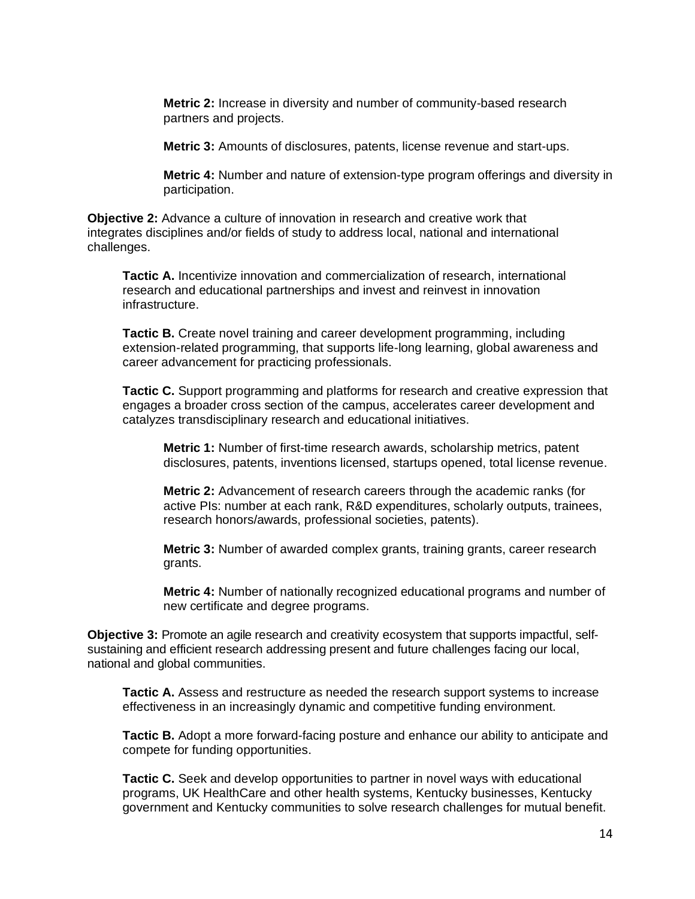**Metric 2:** Increase in diversity and number of community-based research partners and projects.

**Metric 3:** Amounts of disclosures, patents, license revenue and start-ups.

**Metric 4:** Number and nature of extension-type program offerings and diversity in participation.

**Objective 2:** Advance a culture of innovation in research and creative work that integrates disciplines and/or fields of study to address local, national and international challenges.

**Tactic A.** Incentivize innovation and commercialization of research, international research and educational partnerships and invest and reinvest in innovation infrastructure.

**Tactic B.** Create novel training and career development programming, including extension-related programming, that supports life-long learning, global awareness and career advancement for practicing professionals.

**Tactic C.** Support programming and platforms for research and creative expression that engages a broader cross section of the campus, accelerates career development and catalyzes transdisciplinary research and educational initiatives.

**Metric 1:** Number of first-time research awards, scholarship metrics, patent disclosures, patents, inventions licensed, startups opened, total license revenue.

**Metric 2:** Advancement of research careers through the academic ranks (for active PIs: number at each rank, R&D expenditures, scholarly outputs, trainees, research honors/awards, professional societies, patents).

**Metric 3:** Number of awarded complex grants, training grants, career research grants.

**Metric 4:** Number of nationally recognized educational programs and number of new certificate and degree programs.

**Objective 3:** Promote an agile research and creativity ecosystem that supports impactful, self-sustaining and efficient research addressing present and future challenges facing our local, national and global communities.

**Tactic A.** Assess and restructure as needed the research support systems to increase effectiveness in an increasingly dynamic and competitive funding environment.

**Tactic B.** Adopt a more forward-facing posture and enhance our ability to anticipate and compete for funding opportunities.

**Tactic C.** Seek and develop opportunities to partner in novel ways with educational programs, UK HealthCare and other health systems, Kentucky businesses, Kentucky government and Kentucky communities to solve research challenges for mutual benefit.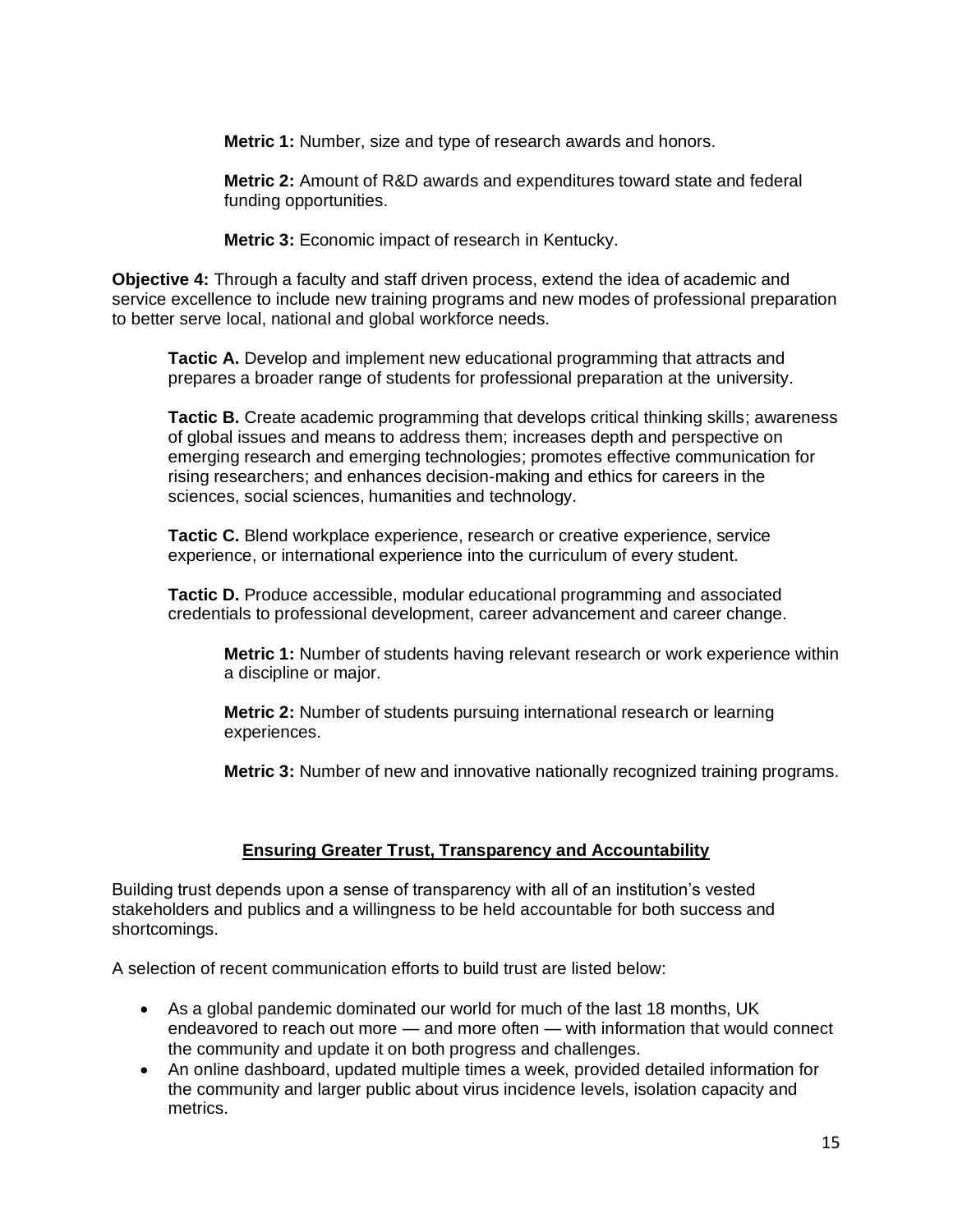**Metric 1:** Number, size and type of research awards and honors.

**Metric 2:** Amount of R&D awards and expenditures toward state and federal funding opportunities.

**Metric 3:** Economic impact of research in Kentucky.

**Objective 4:** Through a faculty and staff driven process, extend the idea of academic and service excellence to include new training programs and new modes of professional preparation to better serve local, national and global workforce needs.

**Tactic A.** Develop and implement new educational programming that attracts and prepares a broader range of students for professional preparation at the university.

**Tactic B.** Create academic programming that develops critical thinking skills; awareness of global issues and means to address them; increases depth and perspective on emerging research and emerging technologies; promotes effective communication for rising researchers; and enhances decision-making and ethics for careers in the sciences, social sciences, humanities and technology.

**Tactic C.** Blend workplace experience, research or creative experience, service experience, or international experience into the curriculum of every student.

**Tactic D.** Produce accessible, modular educational programming and associated credentials to professional development, career advancement and career change.

**Metric 1:** Number of students having relevant research or work experience within a discipline or major.

**Metric 2:** Number of students pursuing international research or learning experiences.

**Metric 3:** Number of new and innovative nationally recognized training programs.

## Ensuring Greater Trust, Transparency and Accountability

Building trust depends upon a sense of transparency with all of an institution's vested stakeholders and publics and a willingness to be held accountable for both success and shortcomings.

A selection of recent communication efforts to build trust are listed below:

- As a global pandemic dominated our world for much of the last 18 months, UK endeavored to reach out more — and more often — with information that would connect the community and update it on both progress and challenges.
- An online dashboard, updated multiple times a week, provided detailed information for the community and larger public about virus incidence levels, isolation capacity and metrics.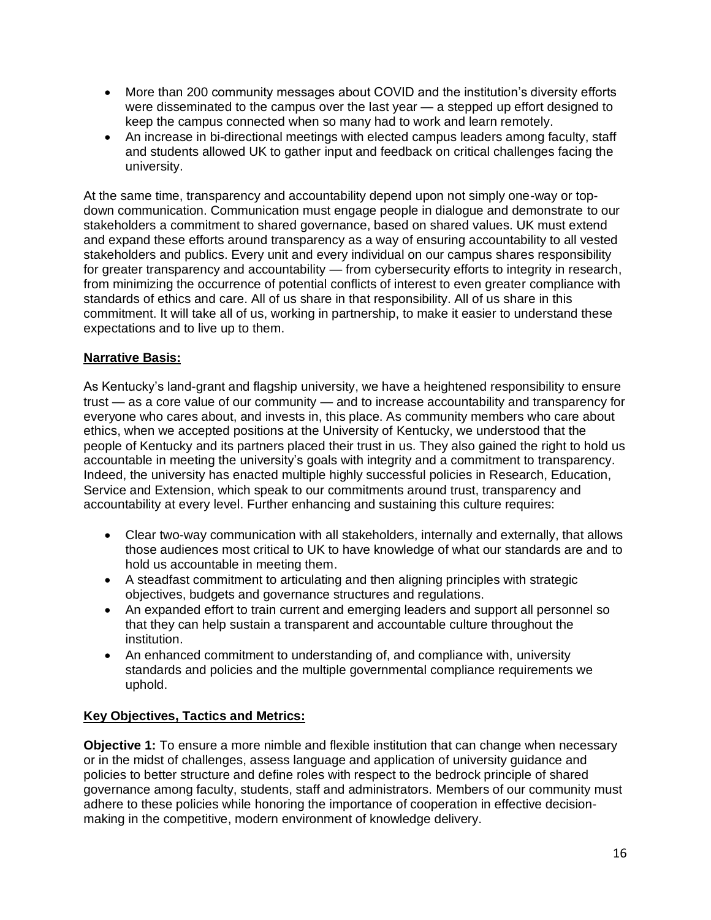- More than 200 community messages about COVID and the institution's diversity efforts were disseminated to the campus over the last year — a stepped up effort designed to keep the campus connected when so many had to work and learn remotely.
- An increase in bi-directional meetings with elected campus leaders among faculty, staff and students allowed UK to gather input and feedback on critical challenges facing the university.

At the same time, transparency and accountability depend upon not simply one-way or top-down communication. Communication must engage people in dialogue and demonstrate to our stakeholders a commitment to shared governance, based on shared values. UK must extend and expand these efforts around transparency as a way of ensuring accountability to all vested stakeholders and publics. Every unit and every individual on our campus shares responsibility for greater transparency and accountability — from cybersecurity efforts to integrity in research, from minimizing the occurrence of potential conflicts of interest to even greater compliance with standards of ethics and care. All of us share in that responsibility. All of us share in this commitment. It will take all of us, working in partnership, to make it easier to understand these expectations and to live up to them.

**Narrative Basis:**

As Kentucky's land-grant and flagship university, we have a heightened responsibility to ensure trust — as a core value of our community — and to increase accountability and transparency for everyone who cares about, and invests in, this place. As community members who care about ethics, when we accepted positions at the University of Kentucky, we understood that the people of Kentucky and its partners placed their trust in us. They also gained the right to hold us accountable in meeting the university's goals with integrity and a commitment to transparency. Indeed, the university has enacted multiple highly successful policies in Research, Education, Service and Extension, which speak to our commitments around trust, transparency and accountability at every level. Further enhancing and sustaining this culture requires:

- Clear two-way communication with all stakeholders, internally and externally, that allows those audiences most critical to UK to have knowledge of what our standards are and to hold us accountable in meeting them.
- A steadfast commitment to articulating and then aligning principles with strategic objectives, budgets and governance structures and regulations.
- An expanded effort to train current and emerging leaders and support all personnel so that they can help sustain a transparent and accountable culture throughout the institution.
- An enhanced commitment to understanding of, and compliance with, university standards and policies and the multiple governmental compliance requirements we uphold.

**Key Objectives, Tactics and Metrics:**

**Objective 1:** To ensure a more nimble and flexible institution that can change when necessary or in the midst of challenges, assess language and application of university guidance and policies to better structure and define roles with respect to the bedrock principle of shared governance among faculty, students, staff and administrators. Members of our community must adhere to these policies while honoring the importance of cooperation in effective decision-making in the competitive, modern environment of knowledge delivery.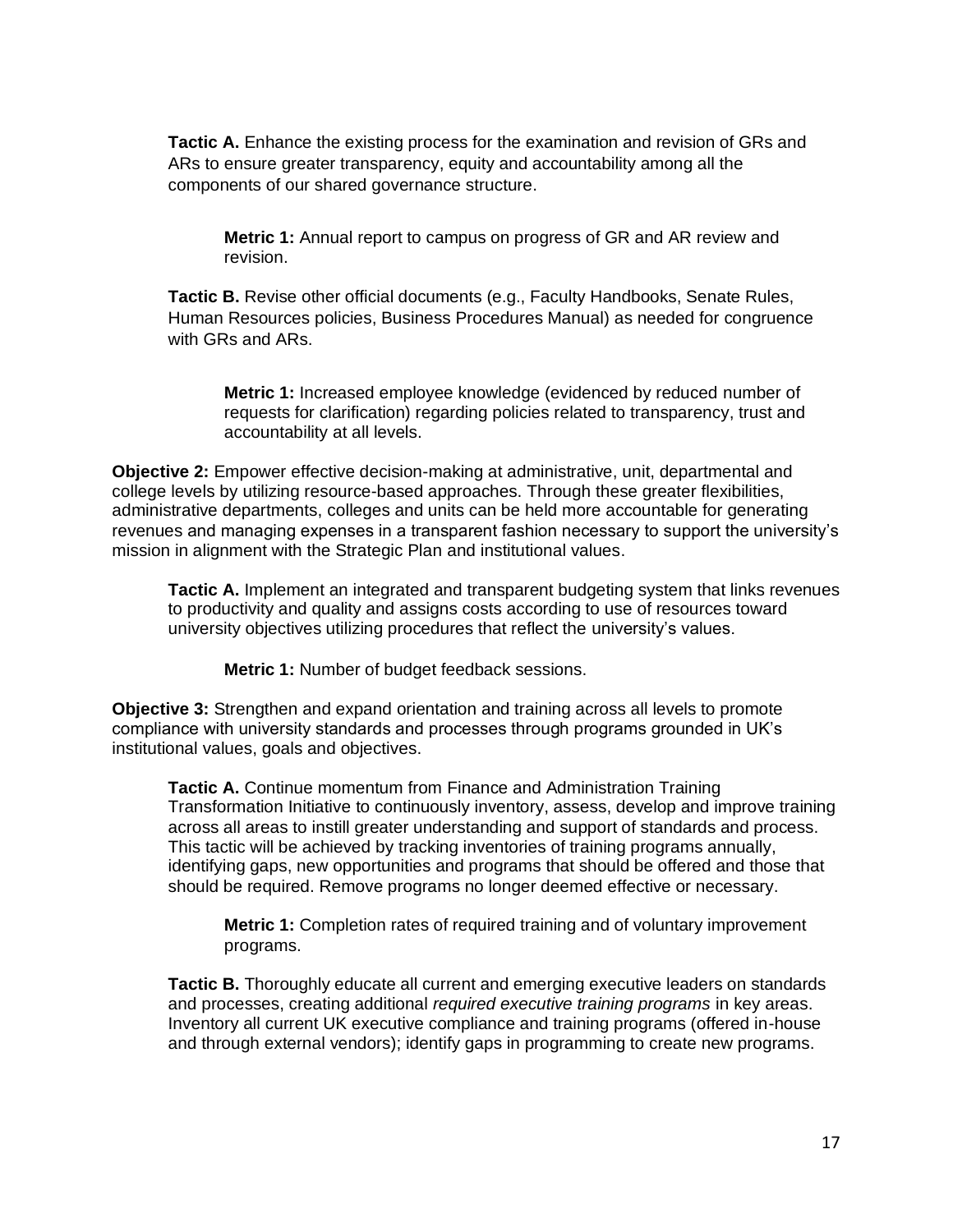**Tactic A.** Enhance the existing process for the examination and revision of GRs and ARs to ensure greater transparency, equity and accountability among all the components of our shared governance structure.

**Metric 1:** Annual report to campus on progress of GR and AR review and revision.

**Tactic B.** Revise other official documents (e.g., Faculty Handbooks, Senate Rules, Human Resources policies, Business Procedures Manual) as needed for congruence with GRs and ARs.

**Metric 1:** Increased employee knowledge (evidenced by reduced number of requests for clarification) regarding policies related to transparency, trust and accountability at all levels.

**Objective 2:** Empower effective decision-making at administrative, unit, departmental and college levels by utilizing resource-based approaches. Through these greater flexibilities, administrative departments, colleges and units can be held more accountable for generating revenues and managing expenses in a transparent fashion necessary to support the university's mission in alignment with the Strategic Plan and institutional values.

**Tactic A.** Implement an integrated and transparent budgeting system that links revenues to productivity and quality and assigns costs according to use of resources toward university objectives utilizing procedures that reflect the university's values.

**Metric 1:** Number of budget feedback sessions.

**Objective 3:** Strengthen and expand orientation and training across all levels to promote compliance with university standards and processes through programs grounded in UK's institutional values, goals and objectives.

**Tactic A.** Continue momentum from Finance and Administration Training Transformation Initiative to continuously inventory, assess, develop and improve training across all areas to instill greater understanding and support of standards and process. This tactic will be achieved by tracking inventories of training programs annually, identifying gaps, new opportunities and programs that should be offered and those that should be required. Remove programs no longer deemed effective or necessary.

**Metric 1:** Completion rates of required training and of voluntary improvement programs.

**Tactic B.** Thoroughly educate all current and emerging executive leaders on standards and processes, creating additional *required executive training programs* in key areas. Inventory all current UK executive compliance and training programs (offered in-house and through external vendors); identify gaps in programming to create new programs.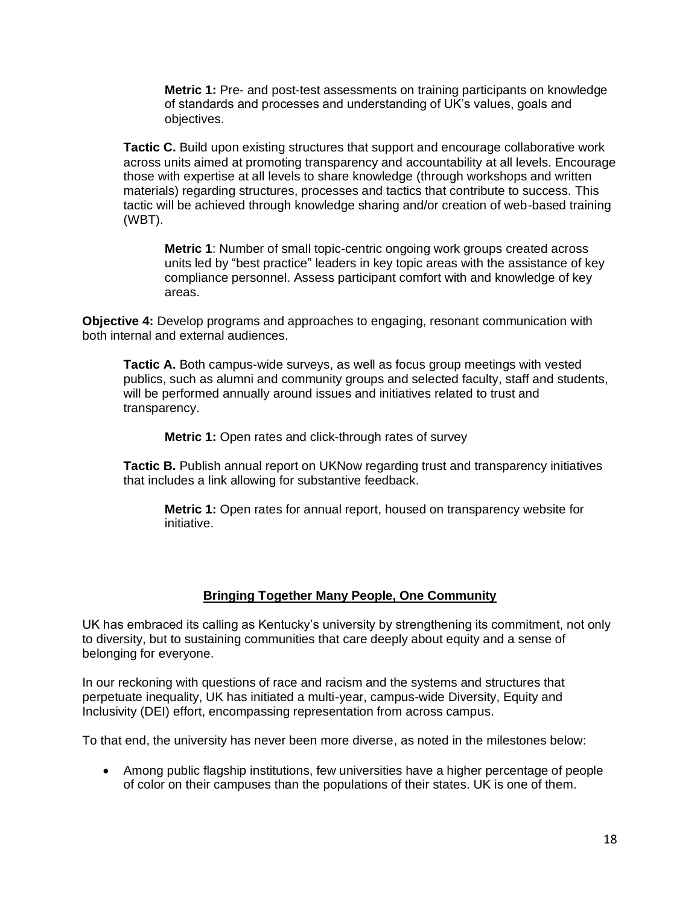**Metric 1:** Pre- and post-test assessments on training participants on knowledge of standards and processes and understanding of UK's values, goals and objectives.

**Tactic C.** Build upon existing structures that support and encourage collaborative work across units aimed at promoting transparency and accountability at all levels. Encourage those with expertise at all levels to share knowledge (through workshops and written materials) regarding structures, processes and tactics that contribute to success. This tactic will be achieved through knowledge sharing and/or creation of web-based training (WBT).

**Metric 1**: Number of small topic-centric ongoing work groups created across units led by "best practice" leaders in key topic areas with the assistance of key compliance personnel. Assess participant comfort with and knowledge of key areas.

**Objective 4:** Develop programs and approaches to engaging, resonant communication with both internal and external audiences.

**Tactic A.** Both campus-wide surveys, as well as focus group meetings with vested publics, such as alumni and community groups and selected faculty, staff and students, will be performed annually around issues and initiatives related to trust and transparency.

**Metric 1:** Open rates and click-through rates of survey

**Tactic B.** Publish annual report on UKNow regarding trust and transparency initiatives that includes a link allowing for substantive feedback.

**Metric 1:** Open rates for annual report, housed on transparency website for initiative.

## Bringing Together Many People, One Community

UK has embraced its calling as Kentucky's university by strengthening its commitment, not only to diversity, but to sustaining communities that care deeply about equity and a sense of belonging for everyone.

In our reckoning with questions of race and racism and the systems and structures that perpetuate inequality, UK has initiated a multi-year, campus-wide Diversity, Equity and Inclusivity (DEI) effort, encompassing representation from across campus.

To that end, the university has never been more diverse, as noted in the milestones below:

- Among public flagship institutions, few universities have a higher percentage of people of color on their campuses than the populations of their states. UK is one of them.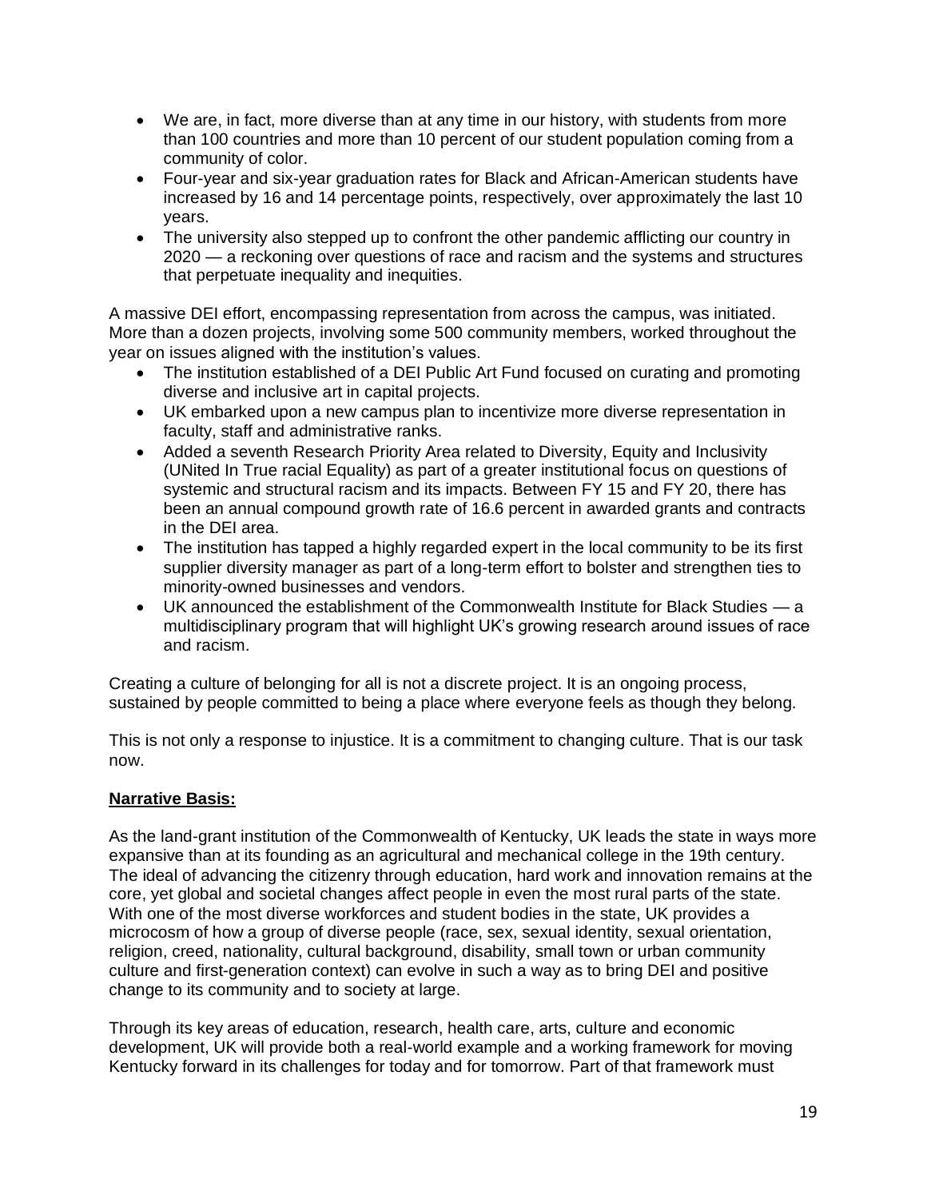- We are, in fact, more diverse than at any time in our history, with students from more than 100 countries and more than 10 percent of our student population coming from a community of color.
- Four-year and six-year graduation rates for Black and African-American students have increased by 16 and 14 percentage points, respectively, over approximately the last 10 years.
- The university also stepped up to confront the other pandemic afflicting our country in 2020 — a reckoning over questions of race and racism and the systems and structures that perpetuate inequality and inequities.

A massive DEI effort, encompassing representation from across the campus, was initiated. More than a dozen projects, involving some 500 community members, worked throughout the year on issues aligned with the institution's values.

- The institution established of a DEI Public Art Fund focused on curating and promoting diverse and inclusive art in capital projects.
- UK embarked upon a new campus plan to incentivize more diverse representation in faculty, staff and administrative ranks.
- Added a seventh Research Priority Area related to Diversity, Equity and Inclusivity (UNited In True racial Equality) as part of a greater institutional focus on questions of systemic and structural racism and its impacts. Between FY 15 and FY 20, there has been an annual compound growth rate of 16.6 percent in awarded grants and contracts in the DEI area.
- The institution has tapped a highly regarded expert in the local community to be its first supplier diversity manager as part of a long-term effort to bolster and strengthen ties to minority-owned businesses and vendors.
- UK announced the establishment of the Commonwealth Institute for Black Studies — a multidisciplinary program that will highlight UK's growing research around issues of race and racism.

Creating a culture of belonging for all is not a discrete project. It is an ongoing process, sustained by people committed to being a place where everyone feels as though they belong.

This is not only a response to injustice. It is a commitment to changing culture. That is our task now.

**Narrative Basis:**

As the land-grant institution of the Commonwealth of Kentucky, UK leads the state in ways more expansive than at its founding as an agricultural and mechanical college in the 19th century. The ideal of advancing the citizenry through education, hard work and innovation remains at the core, yet global and societal changes affect people in even the most rural parts of the state. With one of the most diverse workforces and student bodies in the state, UK provides a microcosm of how a group of diverse people (race, sex, sexual identity, sexual orientation, religion, creed, nationality, cultural background, disability, small town or urban community culture and first-generation context) can evolve in such a way as to bring DEI and positive change to its community and to society at large.

Through its key areas of education, research, health care, arts, culture and economic development, UK will provide both a real-world example and a working framework for moving Kentucky forward in its challenges for today and for tomorrow. Part of that framework must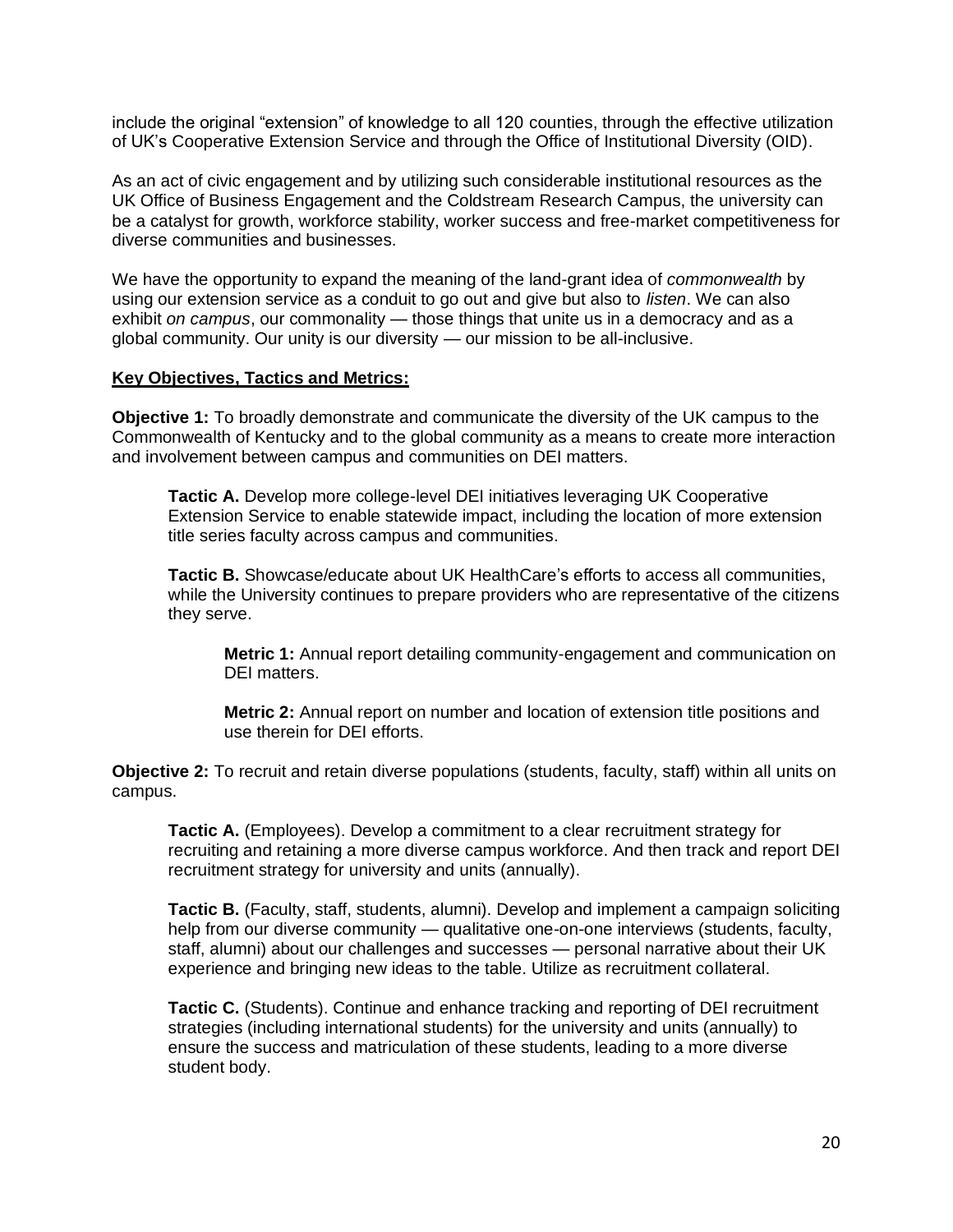include the original "extension" of knowledge to all 120 counties, through the effective utilization of UK's Cooperative Extension Service and through the Office of Institutional Diversity (OID).

As an act of civic engagement and by utilizing such considerable institutional resources as the UK Office of Business Engagement and the Coldstream Research Campus, the university can be a catalyst for growth, workforce stability, worker success and free-market competitiveness for diverse communities and businesses.

We have the opportunity to expand the meaning of the land-grant idea of *commonwealth* by using our extension service as a conduit to go out and give but also to *listen*. We can also exhibit *on campus*, our commonality — those things that unite us in a democracy and as a global community. Our unity is our diversity — our mission to be all-inclusive.

**Key Objectives, Tactics and Metrics:**

**Objective 1:** To broadly demonstrate and communicate the diversity of the UK campus to the Commonwealth of Kentucky and to the global community as a means to create more interaction and involvement between campus and communities on DEI matters.

> **Tactic A.** Develop more college-level DEI initiatives leveraging UK Cooperative Extension Service to enable statewide impact, including the location of more extension title series faculty across campus and communities.
>
> **Tactic B.** Showcase/educate about UK HealthCare's efforts to access all communities, while the University continues to prepare providers who are representative of the citizens they serve.
>
> > **Metric 1:** Annual report detailing community-engagement and communication on DEI matters.
> >
> > **Metric 2:** Annual report on number and location of extension title positions and use therein for DEI efforts.

**Objective 2:** To recruit and retain diverse populations (students, faculty, staff) within all units on campus.

> **Tactic A.** (Employees). Develop a commitment to a clear recruitment strategy for recruiting and retaining a more diverse campus workforce. And then track and report DEI recruitment strategy for university and units (annually).
>
> **Tactic B.** (Faculty, staff, students, alumni). Develop and implement a campaign soliciting help from our diverse community — qualitative one-on-one interviews (students, faculty, staff, alumni) about our challenges and successes — personal narrative about their UK experience and bringing new ideas to the table. Utilize as recruitment collateral.
>
> **Tactic C.** (Students). Continue and enhance tracking and reporting of DEI recruitment strategies (including international students) for the university and units (annually) to ensure the success and matriculation of these students, leading to a more diverse student body.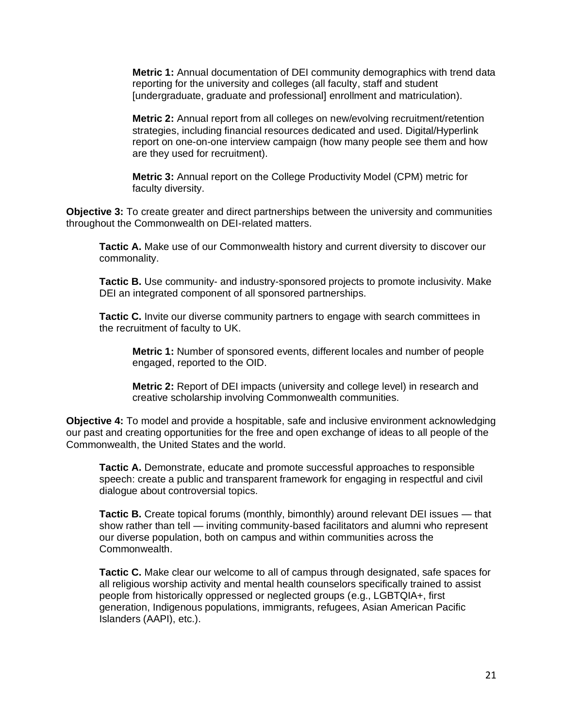**Metric 1:** Annual documentation of DEI community demographics with trend data reporting for the university and colleges (all faculty, staff and student [undergraduate, graduate and professional] enrollment and matriculation).

**Metric 2:** Annual report from all colleges on new/evolving recruitment/retention strategies, including financial resources dedicated and used. Digital/Hyperlink report on one-on-one interview campaign (how many people see them and how are they used for recruitment).

**Metric 3:** Annual report on the College Productivity Model (CPM) metric for faculty diversity.

**Objective 3:** To create greater and direct partnerships between the university and communities throughout the Commonwealth on DEI-related matters.

**Tactic A.** Make use of our Commonwealth history and current diversity to discover our commonality.

**Tactic B.** Use community- and industry-sponsored projects to promote inclusivity. Make DEI an integrated component of all sponsored partnerships.

**Tactic C.** Invite our diverse community partners to engage with search committees in the recruitment of faculty to UK.

**Metric 1:** Number of sponsored events, different locales and number of people engaged, reported to the OID.

**Metric 2:** Report of DEI impacts (university and college level) in research and creative scholarship involving Commonwealth communities.

**Objective 4:** To model and provide a hospitable, safe and inclusive environment acknowledging our past and creating opportunities for the free and open exchange of ideas to all people of the Commonwealth, the United States and the world.

**Tactic A.** Demonstrate, educate and promote successful approaches to responsible speech: create a public and transparent framework for engaging in respectful and civil dialogue about controversial topics.

**Tactic B.** Create topical forums (monthly, bimonthly) around relevant DEI issues — that show rather than tell — inviting community-based facilitators and alumni who represent our diverse population, both on campus and within communities across the Commonwealth.

**Tactic C.** Make clear our welcome to all of campus through designated, safe spaces for all religious worship activity and mental health counselors specifically trained to assist people from historically oppressed or neglected groups (e.g., LGBTQIA+, first generation, Indigenous populations, immigrants, refugees, Asian American Pacific Islanders (AAPI), etc.).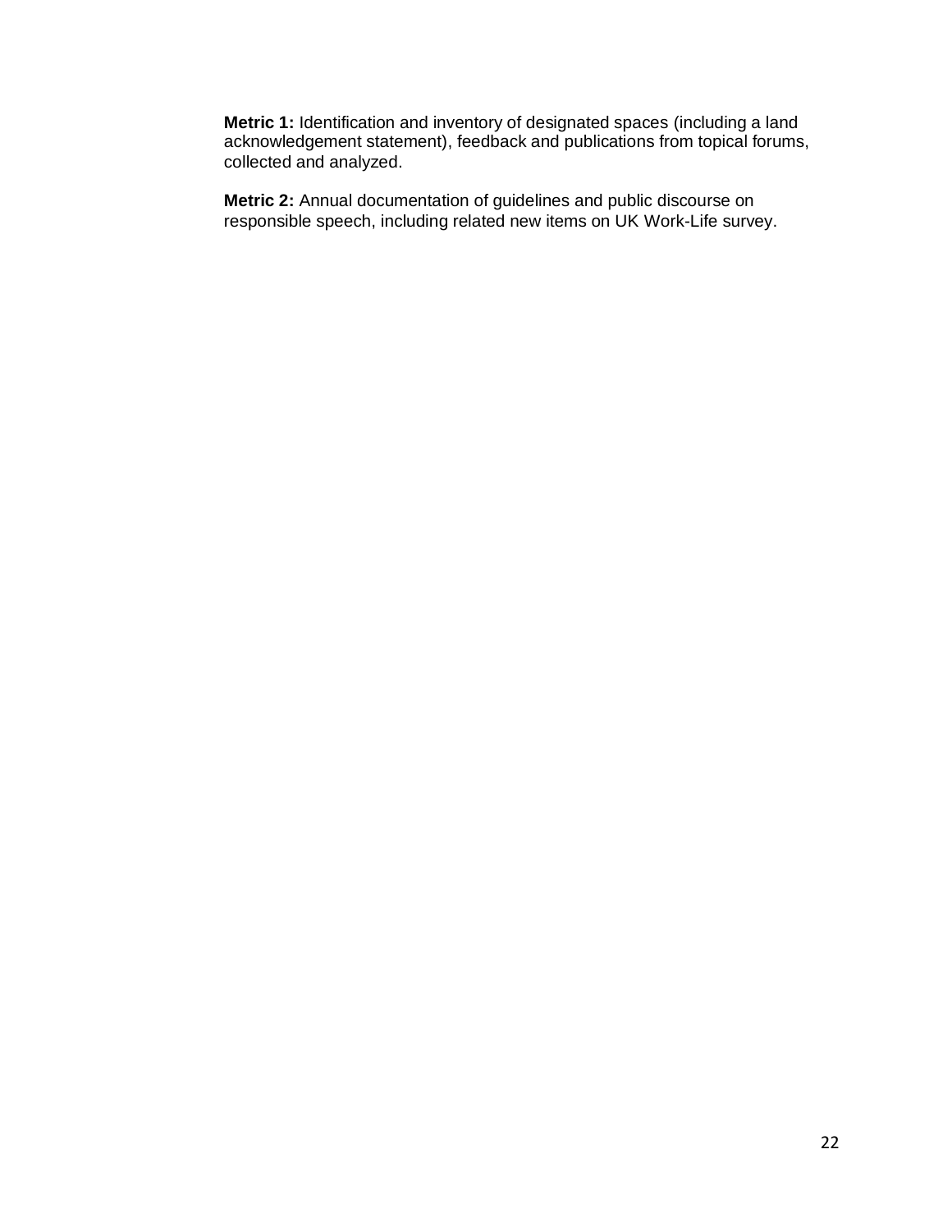**Metric 1:** Identification and inventory of designated spaces (including a land acknowledgement statement), feedback and publications from topical forums, collected and analyzed.

**Metric 2:** Annual documentation of guidelines and public discourse on responsible speech, including related new items on UK Work-Life survey.